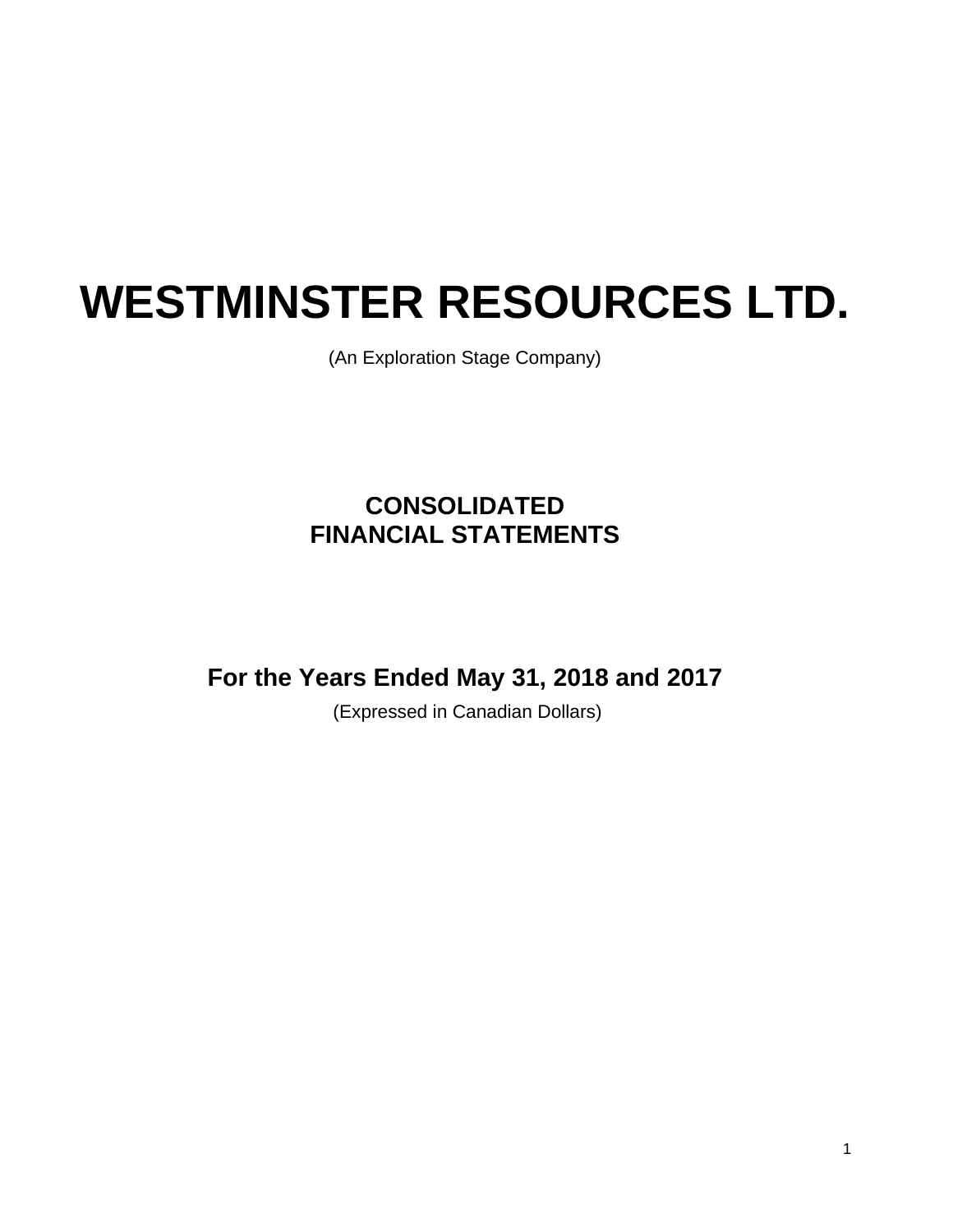# WESTMINSTER RESOURCES LTD.

(An Exploration Stage Company)

## CONSOLIDATED FINANCIAL STATEMENTS

## For the Years Ended May 31, 2018 and 2017

(Expressed in Canadian Dollars)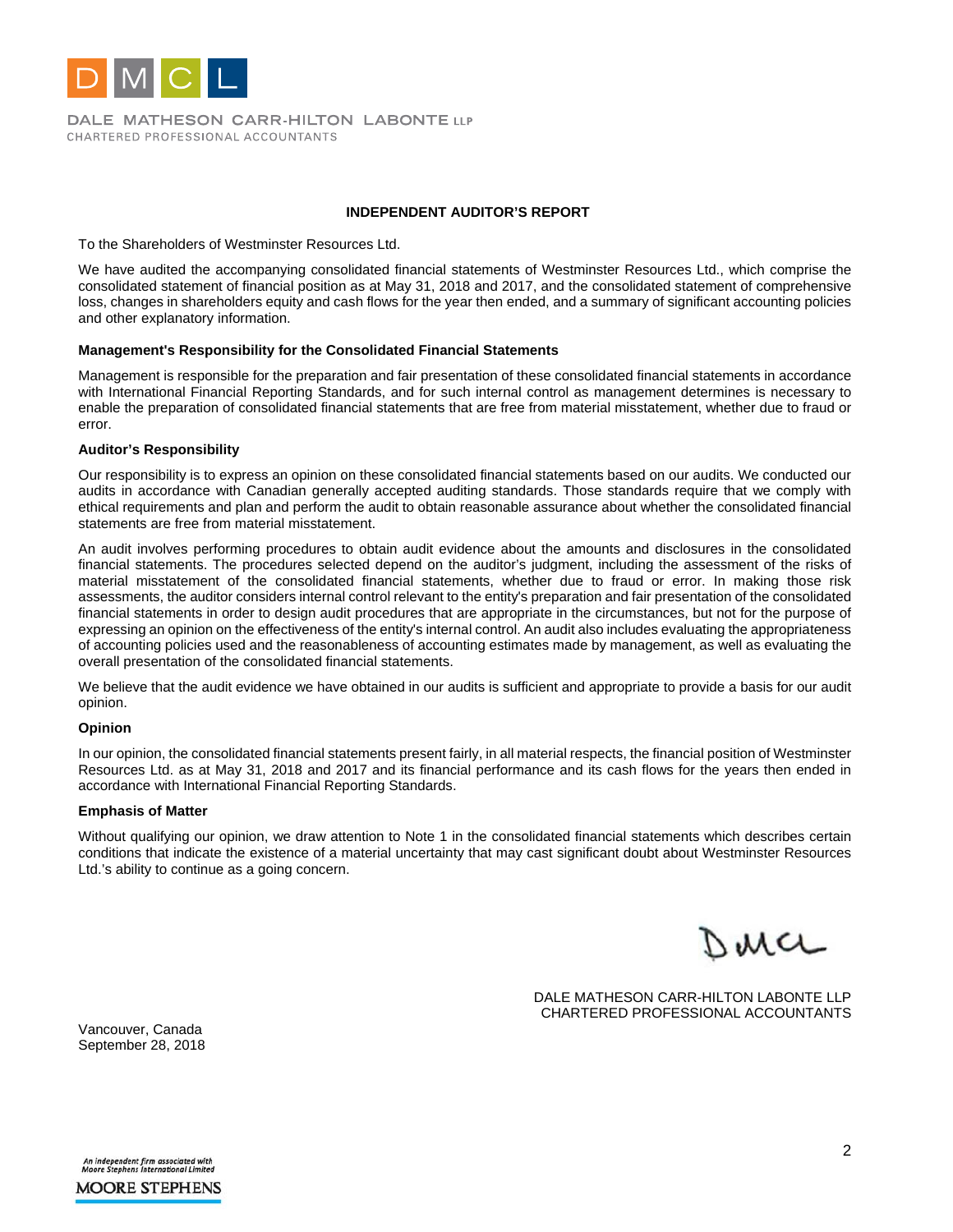DMCL

DALE MATHESON CARR-HILTON LABONTE LLP
CHARTERED PROFESSIONAL ACCOUNTANTS

## INDEPENDENT AUDITOR'S REPORT

To the Shareholders of Westminster Resources Ltd.

We have audited the accompanying consolidated financial statements of Westminster Resources Ltd., which comprise the consolidated statement of financial position as at May 31, 2018 and 2017, and the consolidated statement of comprehensive loss, changes in shareholders equity and cash flows for the year then ended, and a summary of significant accounting policies and other explanatory information.

### Management's Responsibility for the Consolidated Financial Statements

Management is responsible for the preparation and fair presentation of these consolidated financial statements in accordance with International Financial Reporting Standards, and for such internal control as management determines is necessary to enable the preparation of consolidated financial statements that are free from material misstatement, whether due to fraud or error.

### Auditor's Responsibility

Our responsibility is to express an opinion on these consolidated financial statements based on our audits. We conducted our audits in accordance with Canadian generally accepted auditing standards. Those standards require that we comply with ethical requirements and plan and perform the audit to obtain reasonable assurance about whether the consolidated financial statements are free from material misstatement.

An audit involves performing procedures to obtain audit evidence about the amounts and disclosures in the consolidated financial statements. The procedures selected depend on the auditor's judgment, including the assessment of the risks of material misstatement of the consolidated financial statements, whether due to fraud or error. In making those risk assessments, the auditor considers internal control relevant to the entity's preparation and fair presentation of the consolidated financial statements in order to design audit procedures that are appropriate in the circumstances, but not for the purpose of expressing an opinion on the effectiveness of the entity's internal control. An audit also includes evaluating the appropriateness of accounting policies used and the reasonableness of accounting estimates made by management, as well as evaluating the overall presentation of the consolidated financial statements.

We believe that the audit evidence we have obtained in our audits is sufficient and appropriate to provide a basis for our audit opinion.

### Opinion

In our opinion, the consolidated financial statements present fairly, in all material respects, the financial position of Westminster Resources Ltd. as at May 31, 2018 and 2017 and its financial performance and its cash flows for the years then ended in accordance with International Financial Reporting Standards.

### Emphasis of Matter

Without qualifying our opinion, we draw attention to Note 1 in the consolidated financial statements which describes certain conditions that indicate the existence of a material uncertainty that may cast significant doubt about Westminster Resources Ltd.'s ability to continue as a going concern.

DMCL

DALE MATHESON CARR-HILTON LABONTE LLP
CHARTERED PROFESSIONAL ACCOUNTANTS

Vancouver, Canada
September 28, 2018

An independent firm associated with Moore Stephens International Limited
MOORE STEPHENS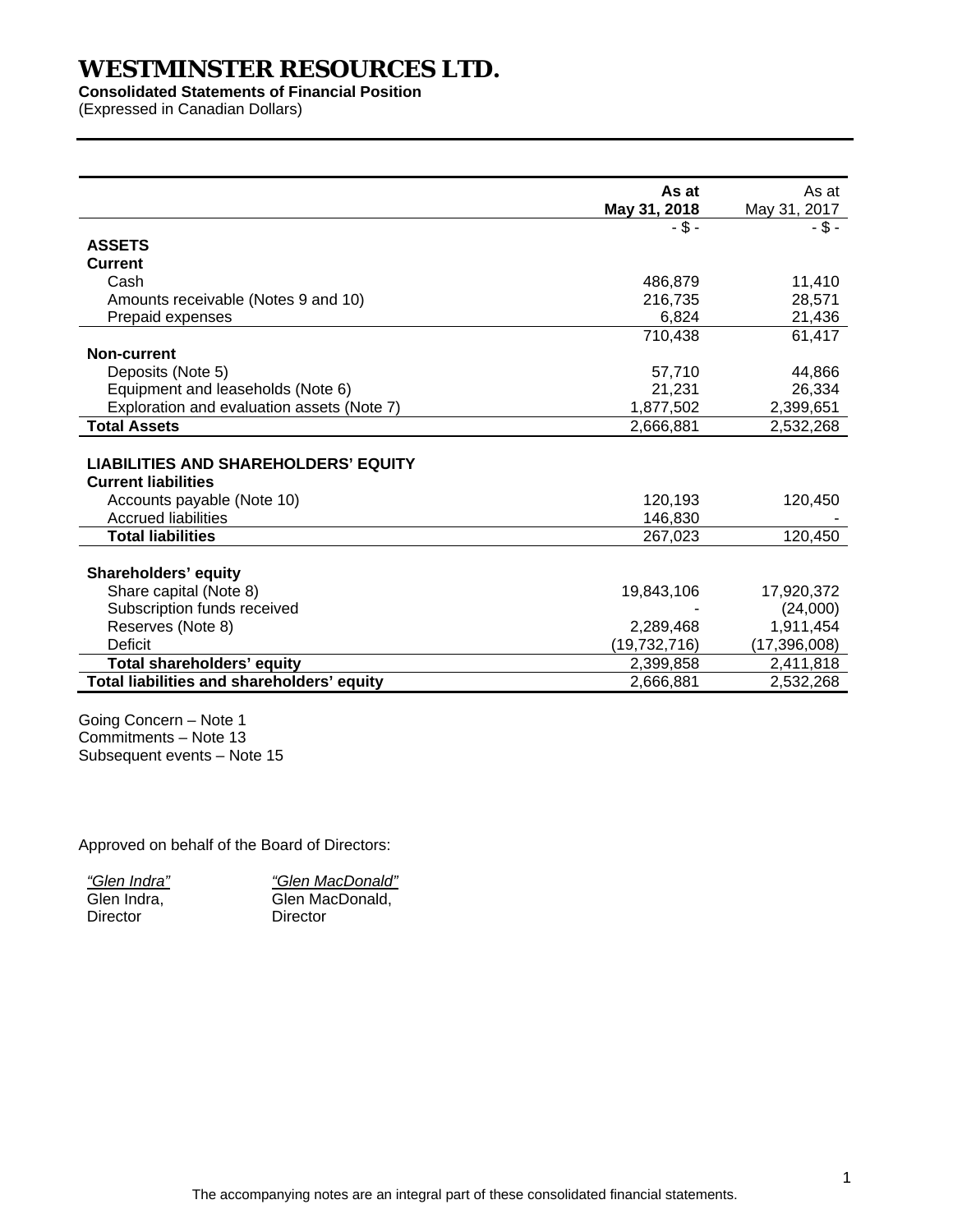# WESTMINSTER RESOURCES LTD.

**Consolidated Statements of Financial Position**

(Expressed in Canadian Dollars)

| | As at May 31, 2018 | As at May 31, 2017 |
|---|---|---|
| | - $ - | - $ - |
| **ASSETS** | | |
| **Current** | | |
| Cash | 486,879 | 11,410 |
| Amounts receivable (Notes 9 and 10) | 216,735 | 28,571 |
| Prepaid expenses | 6,824 | 21,436 |
| | 710,438 | 61,417 |
| **Non-current** | | |
| Deposits (Note 5) | 57,710 | 44,866 |
| Equipment and leaseholds (Note 6) | 21,231 | 26,334 |
| Exploration and evaluation assets (Note 7) | 1,877,502 | 2,399,651 |
| **Total Assets** | 2,666,881 | 2,532,268 |
| | | |
| **LIABILITIES AND SHAREHOLDERS' EQUITY** | | |
| **Current liabilities** | | |
| Accounts payable (Note 10) | 120,193 | 120,450 |
| Accrued liabilities | 146,830 | - |
| **Total liabilities** | 267,023 | 120,450 |
| | | |
| **Shareholders' equity** | | |
| Share capital (Note 8) | 19,843,106 | 17,920,372 |
| Subscription funds received | - | (24,000) |
| Reserves (Note 8) | 2,289,468 | 1,911,454 |
| Deficit | (19,732,716) | (17,396,008) |
| **Total shareholders' equity** | 2,399,858 | 2,411,818 |
| **Total liabilities and shareholders' equity** | 2,666,881 | 2,532,268 |

Going Concern – Note 1
Commitments – Note 13
Subsequent events – Note 15

Approved on behalf of the Board of Directors:

| *"Glen Indra"* | *"Glen MacDonald"* |
|---|---|
| Glen Indra, | Glen MacDonald, |
| Director | Director |

The accompanying notes are an integral part of these consolidated financial statements.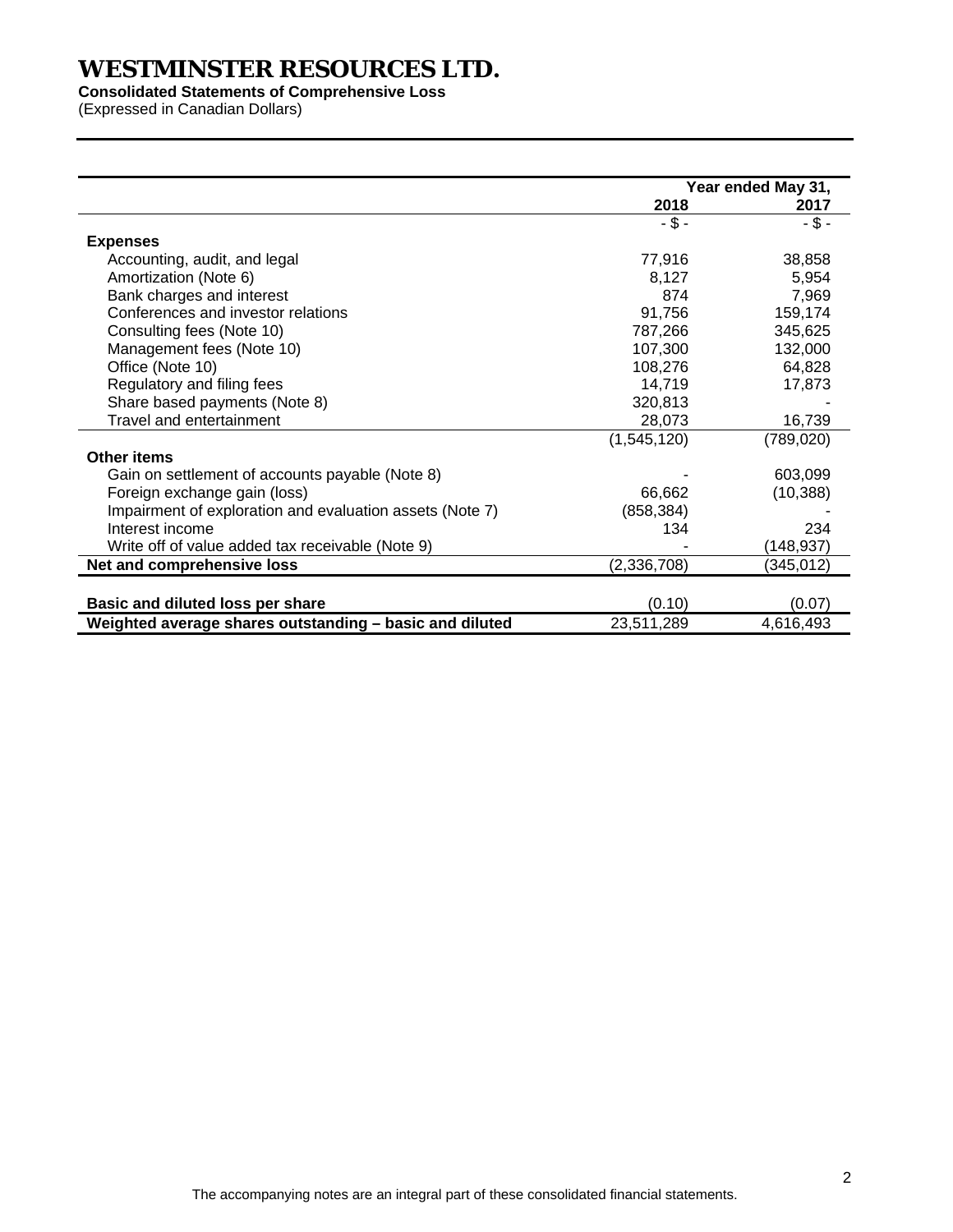# WESTMINSTER RESOURCES LTD.

**Consolidated Statements of Comprehensive Loss**

(Expressed in Canadian Dollars)

| | Year ended May 31, | |
|---|---:|---:|
| | **2018** | **2017** |
| | - $ - | - $ - |
| **Expenses** | | |
| Accounting, audit, and legal | 77,916 | 38,858 |
| Amortization (Note 6) | 8,127 | 5,954 |
| Bank charges and interest | 874 | 7,969 |
| Conferences and investor relations | 91,756 | 159,174 |
| Consulting fees (Note 10) | 787,266 | 345,625 |
| Management fees (Note 10) | 107,300 | 132,000 |
| Office (Note 10) | 108,276 | 64,828 |
| Regulatory and filing fees | 14,719 | 17,873 |
| Share based payments (Note 8) | 320,813 | - |
| Travel and entertainment | 28,073 | 16,739 |
| | (1,545,120) | (789,020) |
| **Other items** | | |
| Gain on settlement of accounts payable (Note 8) | - | 603,099 |
| Foreign exchange gain (loss) | 66,662 | (10,388) |
| Impairment of exploration and evaluation assets (Note 7) | (858,384) | - |
| Interest income | 134 | 234 |
| Write off of value added tax receivable (Note 9) | - | (148,937) |
| **Net and comprehensive loss** | (2,336,708) | (345,012) |
| | | |
| **Basic and diluted loss per share** | (0.10) | (0.07) |
| **Weighted average shares outstanding – basic and diluted** | 23,511,289 | 4,616,493 |

The accompanying notes are an integral part of these consolidated financial statements.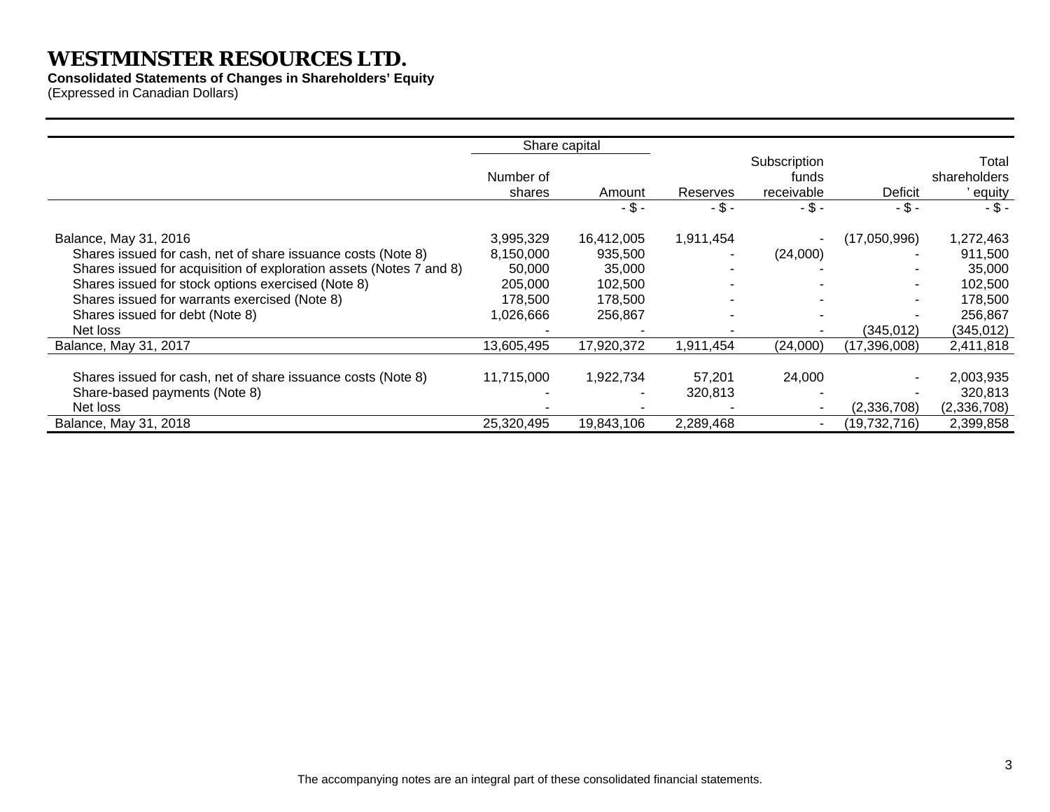# WESTMINSTER RESOURCES LTD.

**Consolidated Statements of Changes in Shareholders' Equity**

(Expressed in Canadian Dollars)

| | Share capital | | | | | |
|---|---|---|---|---|---|---|
| | Number of shares | Amount | Reserves | Subscription funds receivable | Deficit | Total shareholders' equity |
| | | - $ - | - $ - | - $ - | - $ - | - $ - |
| Balance, May 31, 2016 | 3,995,329 | 16,412,005 | 1,911,454 | - | (17,050,996) | 1,272,463 |
| Shares issued for cash, net of share issuance costs (Note 8) | 8,150,000 | 935,500 | - | (24,000) | - | 911,500 |
| Shares issued for acquisition of exploration assets (Notes 7 and 8) | 50,000 | 35,000 | - | - | - | 35,000 |
| Shares issued for stock options exercised (Note 8) | 205,000 | 102,500 | - | - | - | 102,500 |
| Shares issued for warrants exercised (Note 8) | 178,500 | 178,500 | - | - | - | 178,500 |
| Shares issued for debt (Note 8) | 1,026,666 | 256,867 | - | - | - | 256,867 |
| Net loss | - | - | - | - | (345,012) | (345,012) |
| Balance, May 31, 2017 | 13,605,495 | 17,920,372 | 1,911,454 | (24,000) | (17,396,008) | 2,411,818 |
| Shares issued for cash, net of share issuance costs (Note 8) | 11,715,000 | 1,922,734 | 57,201 | 24,000 | - | 2,003,935 |
| Share-based payments (Note 8) | - | - | 320,813 | - | - | 320,813 |
| Net loss | - | - | - | - | (2,336,708) | (2,336,708) |
| Balance, May 31, 2018 | 25,320,495 | 19,843,106 | 2,289,468 | - | (19,732,716) | 2,399,858 |

The accompanying notes are an integral part of these consolidated financial statements.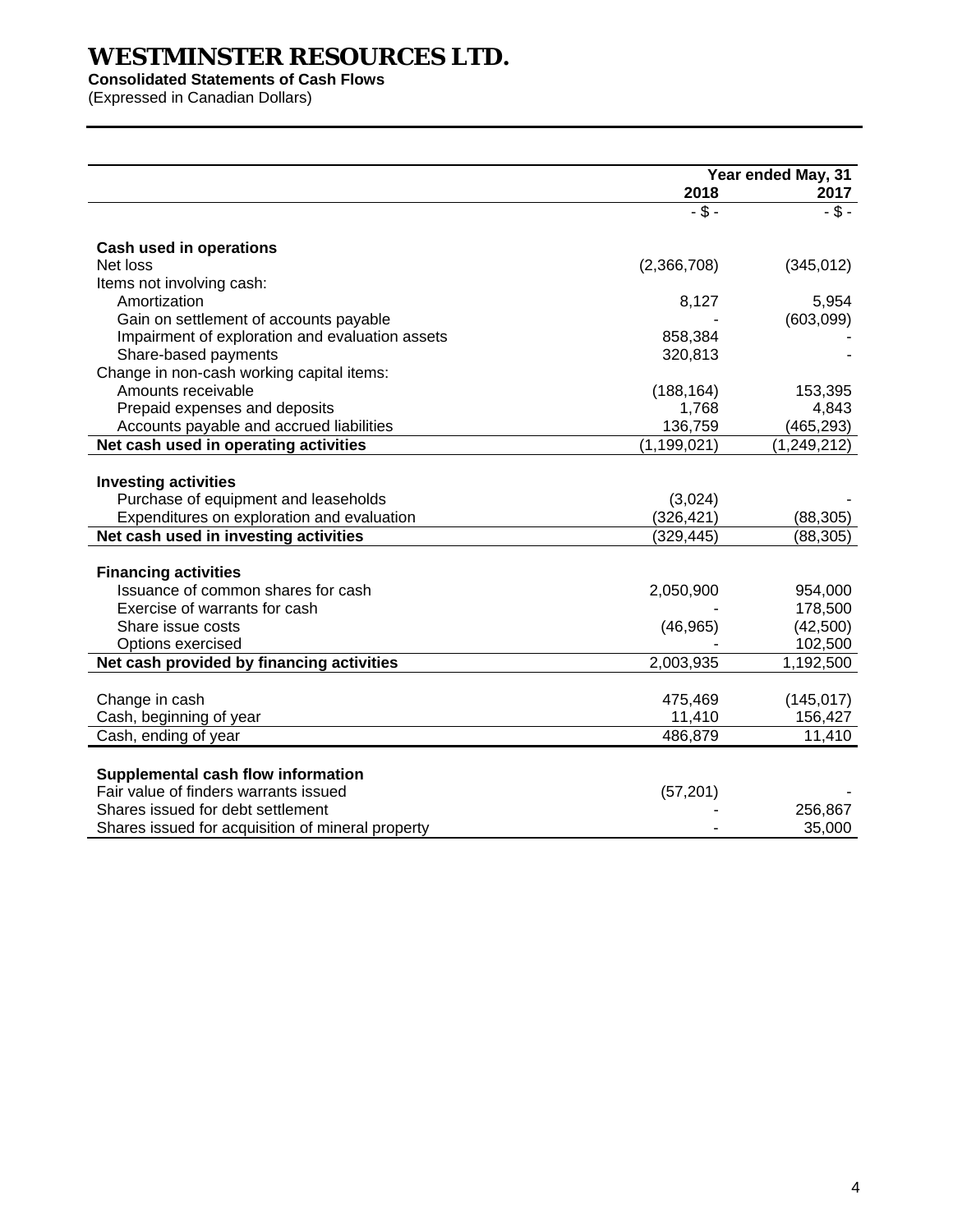# WESTMINSTER RESOURCES LTD.

**Consolidated Statements of Cash Flows**

(Expressed in Canadian Dollars)

| | Year ended May, 31 | |
|---|---|---|
| | **2018** | **2017** |
| | - $ - | - $ - |
| **Cash used in operations** | | |
| Net loss | (2,366,708) | (345,012) |
| Items not involving cash: | | |
| Amortization | 8,127 | 5,954 |
| Gain on settlement of accounts payable | - | (603,099) |
| Impairment of exploration and evaluation assets | 858,384 | - |
| Share-based payments | 320,813 | - |
| Change in non-cash working capital items: | | |
| Amounts receivable | (188,164) | 153,395 |
| Prepaid expenses and deposits | 1,768 | 4,843 |
| Accounts payable and accrued liabilities | 136,759 | (465,293) |
| **Net cash used in operating activities** | (1,199,021) | (1,249,212) |
| | | |
| **Investing activities** | | |
| Purchase of equipment and leaseholds | (3,024) | - |
| Expenditures on exploration and evaluation | (326,421) | (88,305) |
| **Net cash used in investing activities** | (329,445) | (88,305) |
| | | |
| **Financing activities** | | |
| Issuance of common shares for cash | 2,050,900 | 954,000 |
| Exercise of warrants for cash | - | 178,500 |
| Share issue costs | (46,965) | (42,500) |
| Options exercised | - | 102,500 |
| **Net cash provided by financing activities** | 2,003,935 | 1,192,500 |
| | | |
| Change in cash | 475,469 | (145,017) |
| Cash, beginning of year | 11,410 | 156,427 |
| Cash, ending of year | 486,879 | 11,410 |
| | | |
| **Supplemental cash flow information** | | |
| Fair value of finders warrants issued | (57,201) | - |
| Shares issued for debt settlement | - | 256,867 |
| Shares issued for acquisition of mineral property | - | 35,000 |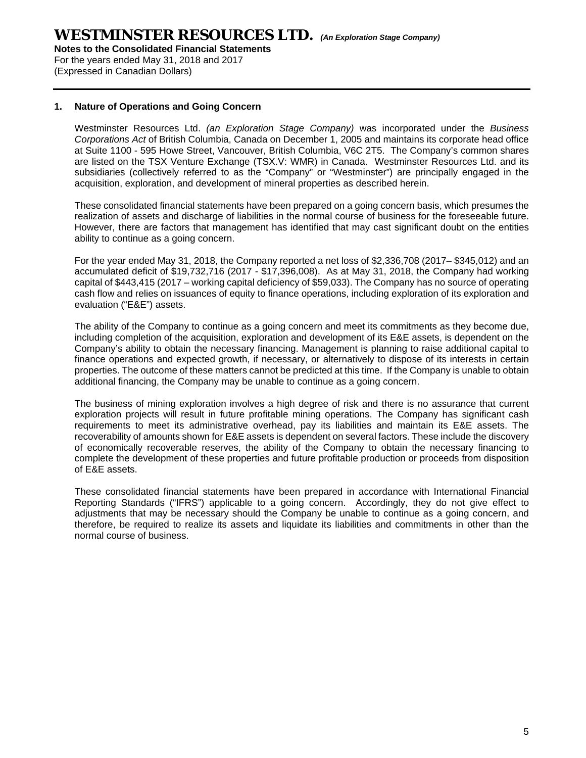## 1. Nature of Operations and Going Concern

Westminster Resources Ltd. *(an Exploration Stage Company)* was incorporated under the *Business Corporations Act* of British Columbia, Canada on December 1, 2005 and maintains its corporate head office at Suite 1100 - 595 Howe Street, Vancouver, British Columbia, V6C 2T5. The Company's common shares are listed on the TSX Venture Exchange (TSX.V: WMR) in Canada. Westminster Resources Ltd. and its subsidiaries (collectively referred to as the "Company" or "Westminster") are principally engaged in the acquisition, exploration, and development of mineral properties as described herein.

These consolidated financial statements have been prepared on a going concern basis, which presumes the realization of assets and discharge of liabilities in the normal course of business for the foreseeable future. However, there are factors that management has identified that may cast significant doubt on the entities ability to continue as a going concern.

For the year ended May 31, 2018, the Company reported a net loss of $2,336,708 (2017– $345,012) and an accumulated deficit of $19,732,716 (2017 - $17,396,008). As at May 31, 2018, the Company had working capital of $443,415 (2017 – working capital deficiency of $59,033). The Company has no source of operating cash flow and relies on issuances of equity to finance operations, including exploration of its exploration and evaluation ("E&E") assets.

The ability of the Company to continue as a going concern and meet its commitments as they become due, including completion of the acquisition, exploration and development of its E&E assets, is dependent on the Company's ability to obtain the necessary financing. Management is planning to raise additional capital to finance operations and expected growth, if necessary, or alternatively to dispose of its interests in certain properties. The outcome of these matters cannot be predicted at this time. If the Company is unable to obtain additional financing, the Company may be unable to continue as a going concern.

The business of mining exploration involves a high degree of risk and there is no assurance that current exploration projects will result in future profitable mining operations. The Company has significant cash requirements to meet its administrative overhead, pay its liabilities and maintain its E&E assets. The recoverability of amounts shown for E&E assets is dependent on several factors. These include the discovery of economically recoverable reserves, the ability of the Company to obtain the necessary financing to complete the development of these properties and future profitable production or proceeds from disposition of E&E assets.

These consolidated financial statements have been prepared in accordance with International Financial Reporting Standards ("IFRS") applicable to a going concern. Accordingly, they do not give effect to adjustments that may be necessary should the Company be unable to continue as a going concern, and therefore, be required to realize its assets and liquidate its liabilities and commitments in other than the normal course of business.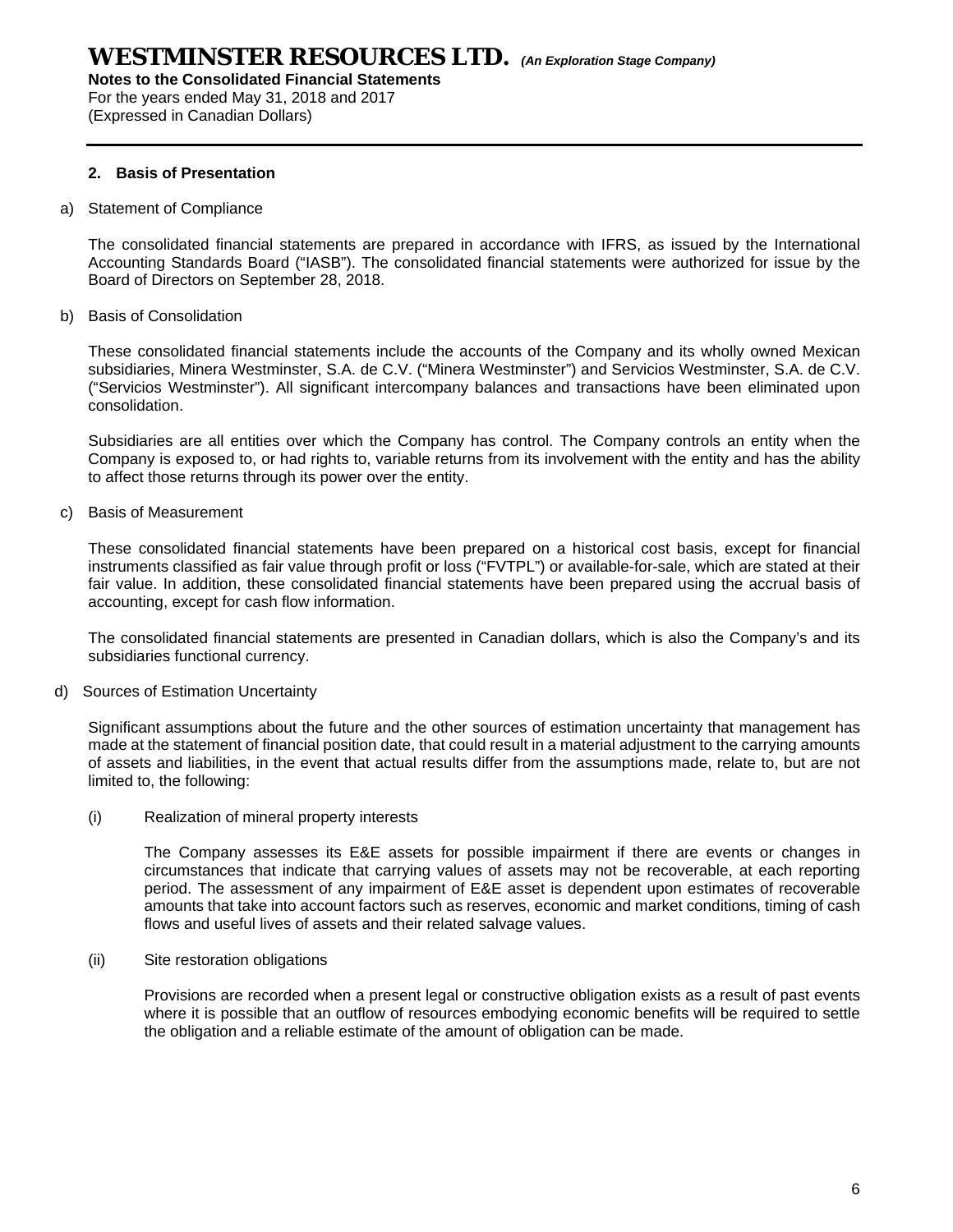## 2. Basis of Presentation

a) Statement of Compliance

The consolidated financial statements are prepared in accordance with IFRS, as issued by the International Accounting Standards Board ("IASB"). The consolidated financial statements were authorized for issue by the Board of Directors on September 28, 2018.

b) Basis of Consolidation

These consolidated financial statements include the accounts of the Company and its wholly owned Mexican subsidiaries, Minera Westminster, S.A. de C.V. ("Minera Westminster") and Servicios Westminster, S.A. de C.V. ("Servicios Westminster"). All significant intercompany balances and transactions have been eliminated upon consolidation.

Subsidiaries are all entities over which the Company has control. The Company controls an entity when the Company is exposed to, or had rights to, variable returns from its involvement with the entity and has the ability to affect those returns through its power over the entity.

c) Basis of Measurement

These consolidated financial statements have been prepared on a historical cost basis, except for financial instruments classified as fair value through profit or loss ("FVTPL") or available-for-sale, which are stated at their fair value. In addition, these consolidated financial statements have been prepared using the accrual basis of accounting, except for cash flow information.

The consolidated financial statements are presented in Canadian dollars, which is also the Company's and its subsidiaries functional currency.

d) Sources of Estimation Uncertainty

Significant assumptions about the future and the other sources of estimation uncertainty that management has made at the statement of financial position date, that could result in a material adjustment to the carrying amounts of assets and liabilities, in the event that actual results differ from the assumptions made, relate to, but are not limited to, the following:

(i) Realization of mineral property interests

The Company assesses its E&E assets for possible impairment if there are events or changes in circumstances that indicate that carrying values of assets may not be recoverable, at each reporting period. The assessment of any impairment of E&E asset is dependent upon estimates of recoverable amounts that take into account factors such as reserves, economic and market conditions, timing of cash flows and useful lives of assets and their related salvage values.

(ii) Site restoration obligations

Provisions are recorded when a present legal or constructive obligation exists as a result of past events where it is possible that an outflow of resources embodying economic benefits will be required to settle the obligation and a reliable estimate of the amount of obligation can be made.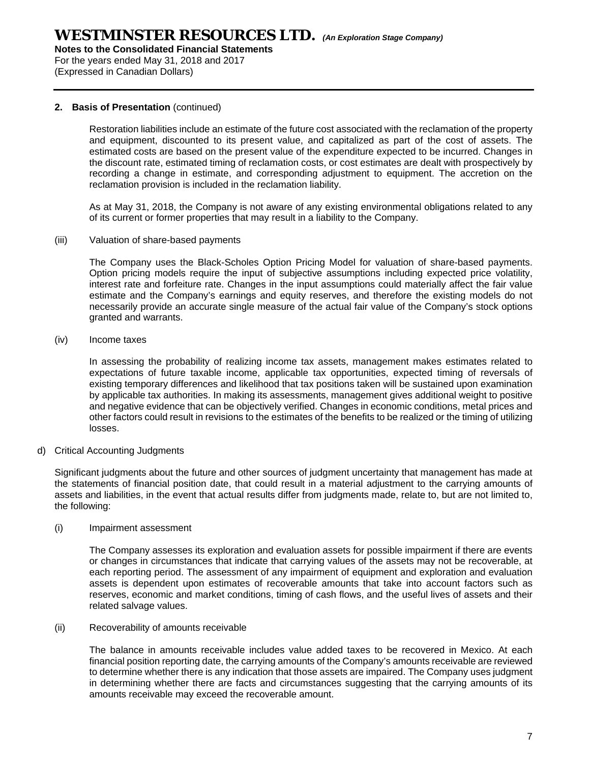**2. Basis of Presentation** (continued)

Restoration liabilities include an estimate of the future cost associated with the reclamation of the property and equipment, discounted to its present value, and capitalized as part of the cost of assets. The estimated costs are based on the present value of the expenditure expected to be incurred. Changes in the discount rate, estimated timing of reclamation costs, or cost estimates are dealt with prospectively by recording a change in estimate, and corresponding adjustment to equipment. The accretion on the reclamation provision is included in the reclamation liability.

As at May 31, 2018, the Company is not aware of any existing environmental obligations related to any of its current or former properties that may result in a liability to the Company.

(iii) Valuation of share-based payments

The Company uses the Black-Scholes Option Pricing Model for valuation of share-based payments. Option pricing models require the input of subjective assumptions including expected price volatility, interest rate and forfeiture rate. Changes in the input assumptions could materially affect the fair value estimate and the Company's earnings and equity reserves, and therefore the existing models do not necessarily provide an accurate single measure of the actual fair value of the Company's stock options granted and warrants.

(iv) Income taxes

In assessing the probability of realizing income tax assets, management makes estimates related to expectations of future taxable income, applicable tax opportunities, expected timing of reversals of existing temporary differences and likelihood that tax positions taken will be sustained upon examination by applicable tax authorities. In making its assessments, management gives additional weight to positive and negative evidence that can be objectively verified. Changes in economic conditions, metal prices and other factors could result in revisions to the estimates of the benefits to be realized or the timing of utilizing losses.

d) Critical Accounting Judgments

Significant judgments about the future and other sources of judgment uncertainty that management has made at the statements of financial position date, that could result in a material adjustment to the carrying amounts of assets and liabilities, in the event that actual results differ from judgments made, relate to, but are not limited to, the following:

(i) Impairment assessment

The Company assesses its exploration and evaluation assets for possible impairment if there are events or changes in circumstances that indicate that carrying values of the assets may not be recoverable, at each reporting period. The assessment of any impairment of equipment and exploration and evaluation assets is dependent upon estimates of recoverable amounts that take into account factors such as reserves, economic and market conditions, timing of cash flows, and the useful lives of assets and their related salvage values.

(ii) Recoverability of amounts receivable

The balance in amounts receivable includes value added taxes to be recovered in Mexico. At each financial position reporting date, the carrying amounts of the Company's amounts receivable are reviewed to determine whether there is any indication that those assets are impaired. The Company uses judgment in determining whether there are facts and circumstances suggesting that the carrying amounts of its amounts receivable may exceed the recoverable amount.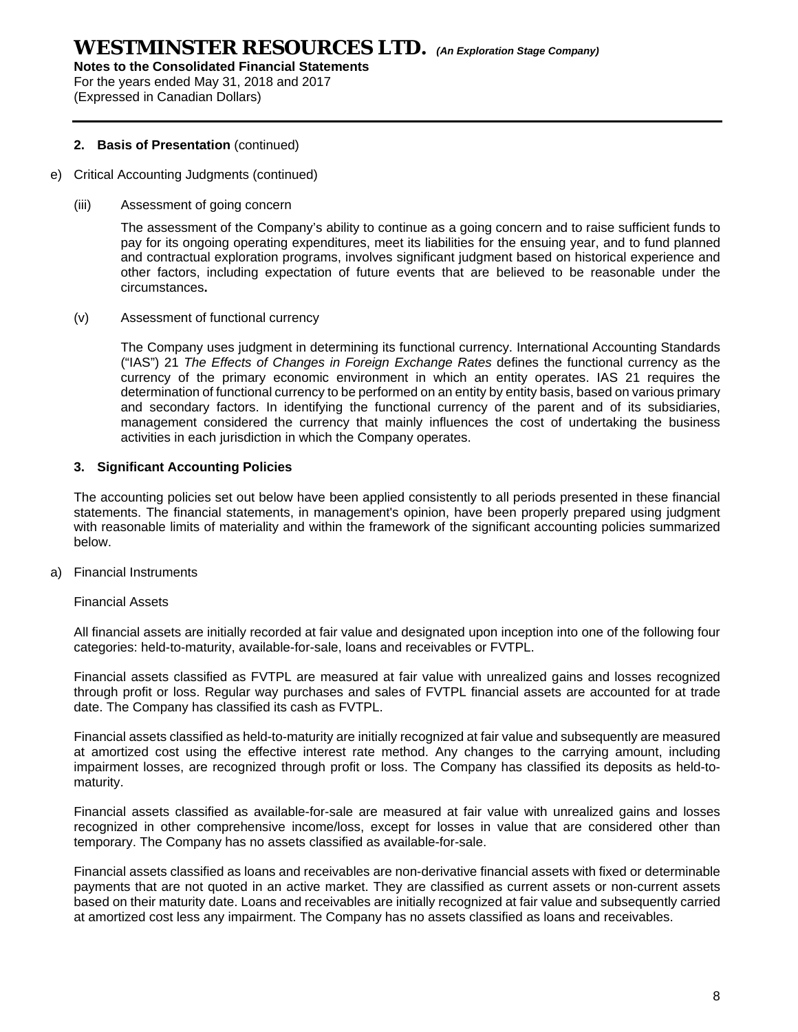**2. Basis of Presentation** (continued)

e) Critical Accounting Judgments (continued)

(iii) Assessment of going concern

The assessment of the Company's ability to continue as a going concern and to raise sufficient funds to pay for its ongoing operating expenditures, meet its liabilities for the ensuing year, and to fund planned and contractual exploration programs, involves significant judgment based on historical experience and other factors, including expectation of future events that are believed to be reasonable under the circumstances**.**

(v) Assessment of functional currency

The Company uses judgment in determining its functional currency. International Accounting Standards ("IAS") 21 *The Effects of Changes in Foreign Exchange Rates* defines the functional currency as the currency of the primary economic environment in which an entity operates. IAS 21 requires the determination of functional currency to be performed on an entity by entity basis, based on various primary and secondary factors. In identifying the functional currency of the parent and of its subsidiaries, management considered the currency that mainly influences the cost of undertaking the business activities in each jurisdiction in which the Company operates.

**3. Significant Accounting Policies**

The accounting policies set out below have been applied consistently to all periods presented in these financial statements. The financial statements, in management's opinion, have been properly prepared using judgment with reasonable limits of materiality and within the framework of the significant accounting policies summarized below.

a) Financial Instruments

Financial Assets

All financial assets are initially recorded at fair value and designated upon inception into one of the following four categories: held-to-maturity, available-for-sale, loans and receivables or FVTPL.

Financial assets classified as FVTPL are measured at fair value with unrealized gains and losses recognized through profit or loss. Regular way purchases and sales of FVTPL financial assets are accounted for at trade date. The Company has classified its cash as FVTPL.

Financial assets classified as held-to-maturity are initially recognized at fair value and subsequently are measured at amortized cost using the effective interest rate method. Any changes to the carrying amount, including impairment losses, are recognized through profit or loss. The Company has classified its deposits as held-to-maturity.

Financial assets classified as available-for-sale are measured at fair value with unrealized gains and losses recognized in other comprehensive income/loss, except for losses in value that are considered other than temporary. The Company has no assets classified as available-for-sale.

Financial assets classified as loans and receivables are non-derivative financial assets with fixed or determinable payments that are not quoted in an active market. They are classified as current assets or non-current assets based on their maturity date. Loans and receivables are initially recognized at fair value and subsequently carried at amortized cost less any impairment. The Company has no assets classified as loans and receivables.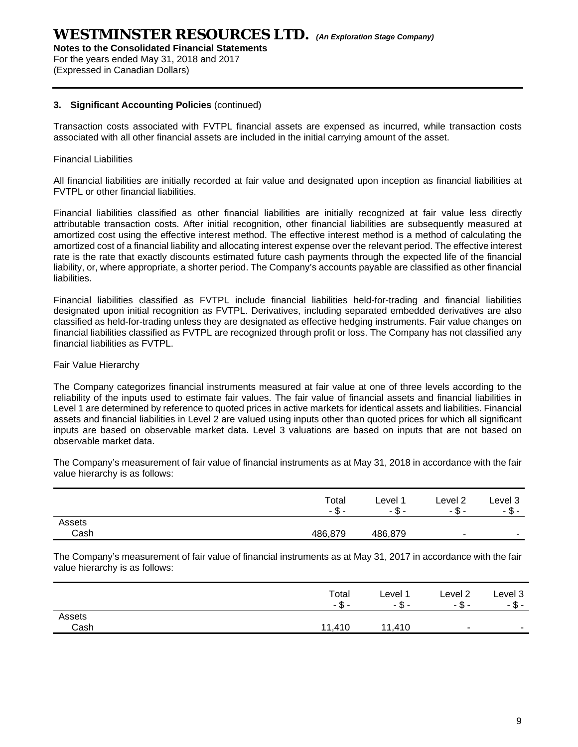### 3. Significant Accounting Policies (continued)

Transaction costs associated with FVTPL financial assets are expensed as incurred, while transaction costs associated with all other financial assets are included in the initial carrying amount of the asset.

Financial Liabilities

All financial liabilities are initially recorded at fair value and designated upon inception as financial liabilities at FVTPL or other financial liabilities.

Financial liabilities classified as other financial liabilities are initially recognized at fair value less directly attributable transaction costs. After initial recognition, other financial liabilities are subsequently measured at amortized cost using the effective interest method. The effective interest method is a method of calculating the amortized cost of a financial liability and allocating interest expense over the relevant period. The effective interest rate is the rate that exactly discounts estimated future cash payments through the expected life of the financial liability, or, where appropriate, a shorter period. The Company's accounts payable are classified as other financial liabilities.

Financial liabilities classified as FVTPL include financial liabilities held-for-trading and financial liabilities designated upon initial recognition as FVTPL. Derivatives, including separated embedded derivatives are also classified as held-for-trading unless they are designated as effective hedging instruments. Fair value changes on financial liabilities classified as FVTPL are recognized through profit or loss. The Company has not classified any financial liabilities as FVTPL.

Fair Value Hierarchy

The Company categorizes financial instruments measured at fair value at one of three levels according to the reliability of the inputs used to estimate fair values. The fair value of financial assets and financial liabilities in Level 1 are determined by reference to quoted prices in active markets for identical assets and liabilities. Financial assets and financial liabilities in Level 2 are valued using inputs other than quoted prices for which all significant inputs are based on observable market data. Level 3 valuations are based on inputs that are not based on observable market data.

The Company's measurement of fair value of financial instruments as at May 31, 2018 in accordance with the fair value hierarchy is as follows:

| | Total<br>- $ - | Level 1<br>- $ - | Level 2<br>- $ - | Level 3<br>- $ - |
|---|---|---|---|---|
| Assets | | | | |
| Cash | 486,879 | 486,879 | - | - |

The Company's measurement of fair value of financial instruments as at May 31, 2017 in accordance with the fair value hierarchy is as follows:

| | Total<br>- $ - | Level 1<br>- $ - | Level 2<br>- $ - | Level 3<br>- $ - |
|---|---|---|---|---|
| Assets | | | | |
| Cash | 11,410 | 11,410 | - | - |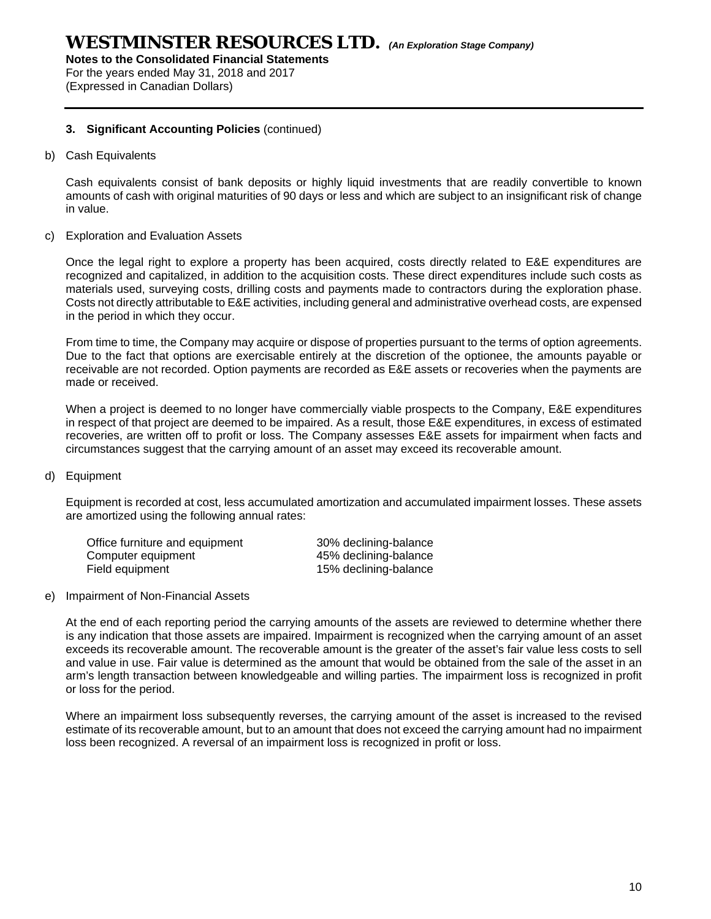### 3. Significant Accounting Policies (continued)

b) Cash Equivalents

Cash equivalents consist of bank deposits or highly liquid investments that are readily convertible to known amounts of cash with original maturities of 90 days or less and which are subject to an insignificant risk of change in value.

c) Exploration and Evaluation Assets

Once the legal right to explore a property has been acquired, costs directly related to E&E expenditures are recognized and capitalized, in addition to the acquisition costs. These direct expenditures include such costs as materials used, surveying costs, drilling costs and payments made to contractors during the exploration phase. Costs not directly attributable to E&E activities, including general and administrative overhead costs, are expensed in the period in which they occur.

From time to time, the Company may acquire or dispose of properties pursuant to the terms of option agreements. Due to the fact that options are exercisable entirely at the discretion of the optionee, the amounts payable or receivable are not recorded. Option payments are recorded as E&E assets or recoveries when the payments are made or received.

When a project is deemed to no longer have commercially viable prospects to the Company, E&E expenditures in respect of that project are deemed to be impaired. As a result, those E&E expenditures, in excess of estimated recoveries, are written off to profit or loss. The Company assesses E&E assets for impairment when facts and circumstances suggest that the carrying amount of an asset may exceed its recoverable amount.

d) Equipment

Equipment is recorded at cost, less accumulated amortization and accumulated impairment losses. These assets are amortized using the following annual rates:

| | |
|---|---|
| Office furniture and equipment | 30% declining-balance |
| Computer equipment | 45% declining-balance |
| Field equipment | 15% declining-balance |

e) Impairment of Non-Financial Assets

At the end of each reporting period the carrying amounts of the assets are reviewed to determine whether there is any indication that those assets are impaired. Impairment is recognized when the carrying amount of an asset exceeds its recoverable amount. The recoverable amount is the greater of the asset's fair value less costs to sell and value in use. Fair value is determined as the amount that would be obtained from the sale of the asset in an arm's length transaction between knowledgeable and willing parties. The impairment loss is recognized in profit or loss for the period.

Where an impairment loss subsequently reverses, the carrying amount of the asset is increased to the revised estimate of its recoverable amount, but to an amount that does not exceed the carrying amount had no impairment loss been recognized. A reversal of an impairment loss is recognized in profit or loss.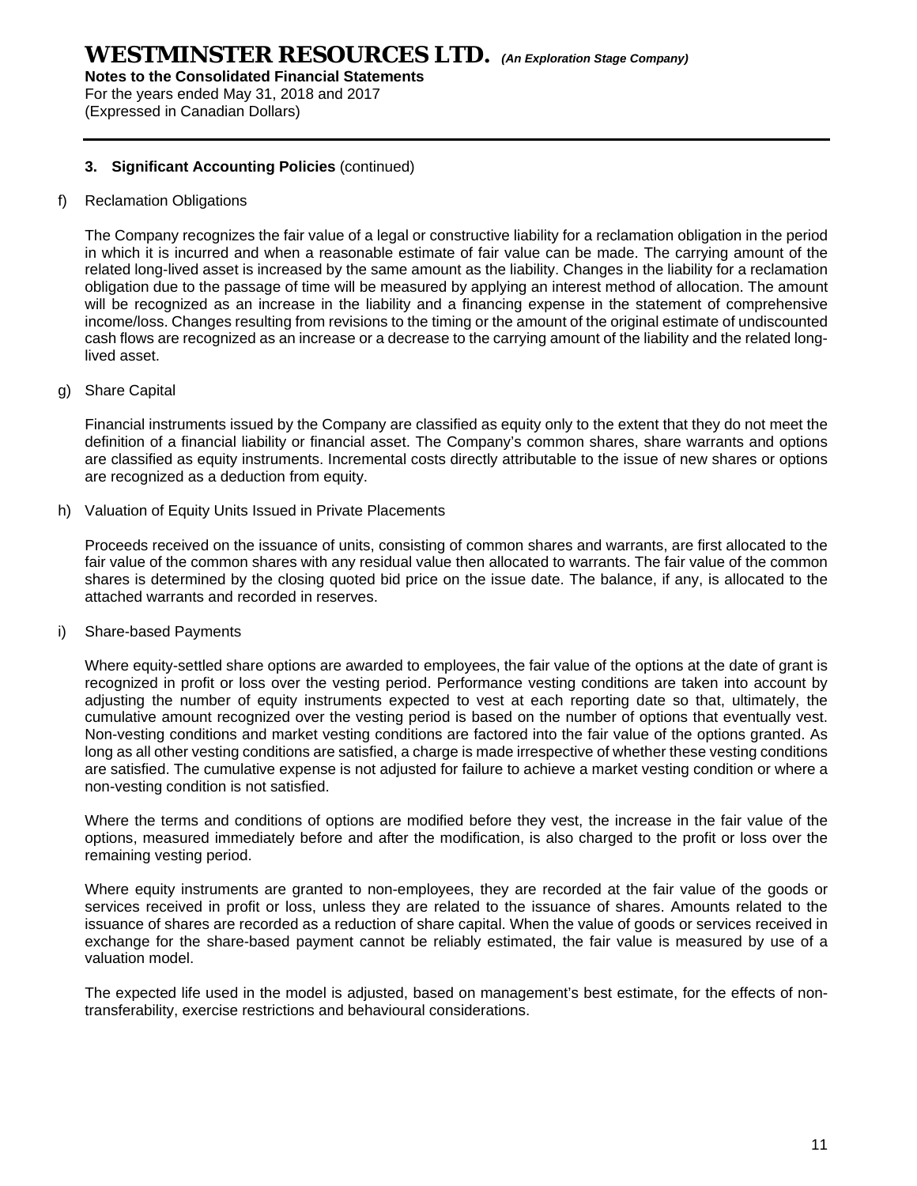### 3. Significant Accounting Policies (continued)

f) Reclamation Obligations

The Company recognizes the fair value of a legal or constructive liability for a reclamation obligation in the period in which it is incurred and when a reasonable estimate of fair value can be made. The carrying amount of the related long-lived asset is increased by the same amount as the liability. Changes in the liability for a reclamation obligation due to the passage of time will be measured by applying an interest method of allocation. The amount will be recognized as an increase in the liability and a financing expense in the statement of comprehensive income/loss. Changes resulting from revisions to the timing or the amount of the original estimate of undiscounted cash flows are recognized as an increase or a decrease to the carrying amount of the liability and the related long-lived asset.

g) Share Capital

Financial instruments issued by the Company are classified as equity only to the extent that they do not meet the definition of a financial liability or financial asset. The Company's common shares, share warrants and options are classified as equity instruments. Incremental costs directly attributable to the issue of new shares or options are recognized as a deduction from equity.

h) Valuation of Equity Units Issued in Private Placements

Proceeds received on the issuance of units, consisting of common shares and warrants, are first allocated to the fair value of the common shares with any residual value then allocated to warrants. The fair value of the common shares is determined by the closing quoted bid price on the issue date. The balance, if any, is allocated to the attached warrants and recorded in reserves.

i) Share-based Payments

Where equity-settled share options are awarded to employees, the fair value of the options at the date of grant is recognized in profit or loss over the vesting period. Performance vesting conditions are taken into account by adjusting the number of equity instruments expected to vest at each reporting date so that, ultimately, the cumulative amount recognized over the vesting period is based on the number of options that eventually vest. Non-vesting conditions and market vesting conditions are factored into the fair value of the options granted. As long as all other vesting conditions are satisfied, a charge is made irrespective of whether these vesting conditions are satisfied. The cumulative expense is not adjusted for failure to achieve a market vesting condition or where a non-vesting condition is not satisfied.

Where the terms and conditions of options are modified before they vest, the increase in the fair value of the options, measured immediately before and after the modification, is also charged to the profit or loss over the remaining vesting period.

Where equity instruments are granted to non-employees, they are recorded at the fair value of the goods or services received in profit or loss, unless they are related to the issuance of shares. Amounts related to the issuance of shares are recorded as a reduction of share capital. When the value of goods or services received in exchange for the share-based payment cannot be reliably estimated, the fair value is measured by use of a valuation model.

The expected life used in the model is adjusted, based on management's best estimate, for the effects of non-transferability, exercise restrictions and behavioural considerations.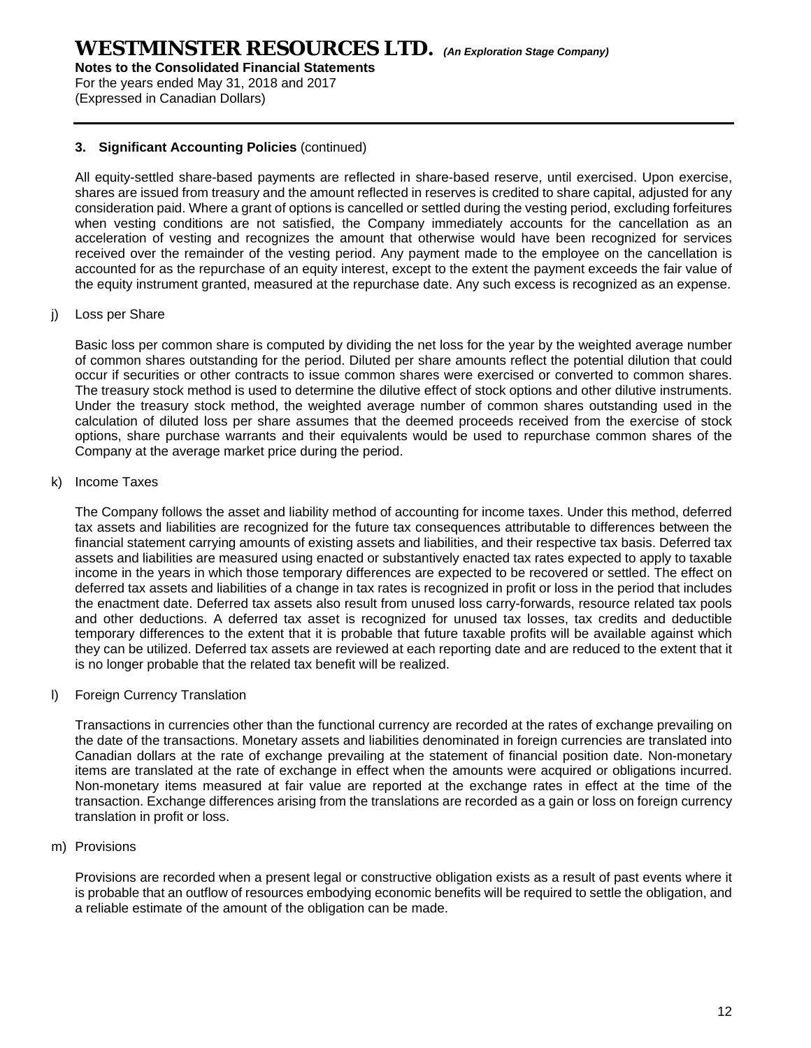### 3. Significant Accounting Policies (continued)

All equity-settled share-based payments are reflected in share-based reserve, until exercised. Upon exercise, shares are issued from treasury and the amount reflected in reserves is credited to share capital, adjusted for any consideration paid. Where a grant of options is cancelled or settled during the vesting period, excluding forfeitures when vesting conditions are not satisfied, the Company immediately accounts for the cancellation as an acceleration of vesting and recognizes the amount that otherwise would have been recognized for services received over the remainder of the vesting period. Any payment made to the employee on the cancellation is accounted for as the repurchase of an equity interest, except to the extent the payment exceeds the fair value of the equity instrument granted, measured at the repurchase date. Any such excess is recognized as an expense.

j) Loss per Share

Basic loss per common share is computed by dividing the net loss for the year by the weighted average number of common shares outstanding for the period. Diluted per share amounts reflect the potential dilution that could occur if securities or other contracts to issue common shares were exercised or converted to common shares. The treasury stock method is used to determine the dilutive effect of stock options and other dilutive instruments. Under the treasury stock method, the weighted average number of common shares outstanding used in the calculation of diluted loss per share assumes that the deemed proceeds received from the exercise of stock options, share purchase warrants and their equivalents would be used to repurchase common shares of the Company at the average market price during the period.

k) Income Taxes

The Company follows the asset and liability method of accounting for income taxes. Under this method, deferred tax assets and liabilities are recognized for the future tax consequences attributable to differences between the financial statement carrying amounts of existing assets and liabilities, and their respective tax basis. Deferred tax assets and liabilities are measured using enacted or substantively enacted tax rates expected to apply to taxable income in the years in which those temporary differences are expected to be recovered or settled. The effect on deferred tax assets and liabilities of a change in tax rates is recognized in profit or loss in the period that includes the enactment date. Deferred tax assets also result from unused loss carry-forwards, resource related tax pools and other deductions. A deferred tax asset is recognized for unused tax losses, tax credits and deductible temporary differences to the extent that it is probable that future taxable profits will be available against which they can be utilized. Deferred tax assets are reviewed at each reporting date and are reduced to the extent that it is no longer probable that the related tax benefit will be realized.

l) Foreign Currency Translation

Transactions in currencies other than the functional currency are recorded at the rates of exchange prevailing on the date of the transactions. Monetary assets and liabilities denominated in foreign currencies are translated into Canadian dollars at the rate of exchange prevailing at the statement of financial position date. Non-monetary items are translated at the rate of exchange in effect when the amounts were acquired or obligations incurred. Non-monetary items measured at fair value are reported at the exchange rates in effect at the time of the transaction. Exchange differences arising from the translations are recorded as a gain or loss on foreign currency translation in profit or loss.

m) Provisions

Provisions are recorded when a present legal or constructive obligation exists as a result of past events where it is probable that an outflow of resources embodying economic benefits will be required to settle the obligation, and a reliable estimate of the amount of the obligation can be made.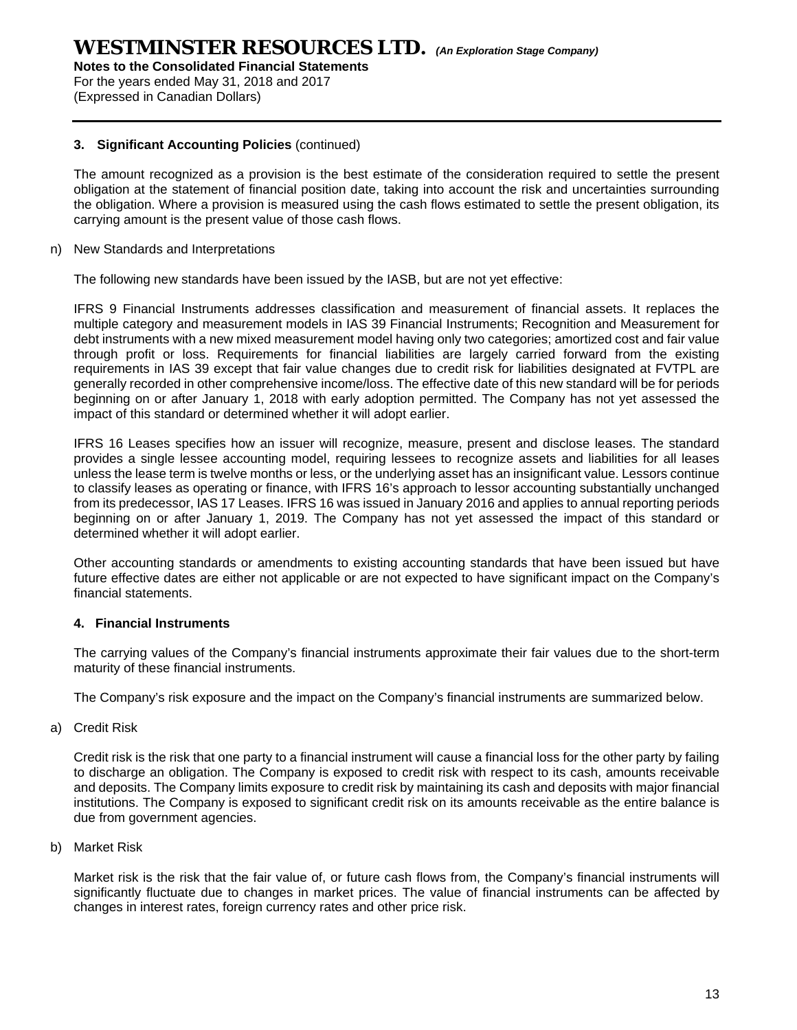### 3. Significant Accounting Policies (continued)

The amount recognized as a provision is the best estimate of the consideration required to settle the present obligation at the statement of financial position date, taking into account the risk and uncertainties surrounding the obligation. Where a provision is measured using the cash flows estimated to settle the present obligation, its carrying amount is the present value of those cash flows.

n) New Standards and Interpretations

The following new standards have been issued by the IASB, but are not yet effective:

IFRS 9 Financial Instruments addresses classification and measurement of financial assets. It replaces the multiple category and measurement models in IAS 39 Financial Instruments; Recognition and Measurement for debt instruments with a new mixed measurement model having only two categories; amortized cost and fair value through profit or loss. Requirements for financial liabilities are largely carried forward from the existing requirements in IAS 39 except that fair value changes due to credit risk for liabilities designated at FVTPL are generally recorded in other comprehensive income/loss. The effective date of this new standard will be for periods beginning on or after January 1, 2018 with early adoption permitted. The Company has not yet assessed the impact of this standard or determined whether it will adopt earlier.

IFRS 16 Leases specifies how an issuer will recognize, measure, present and disclose leases. The standard provides a single lessee accounting model, requiring lessees to recognize assets and liabilities for all leases unless the lease term is twelve months or less, or the underlying asset has an insignificant value. Lessors continue to classify leases as operating or finance, with IFRS 16's approach to lessor accounting substantially unchanged from its predecessor, IAS 17 Leases. IFRS 16 was issued in January 2016 and applies to annual reporting periods beginning on or after January 1, 2019. The Company has not yet assessed the impact of this standard or determined whether it will adopt earlier.

Other accounting standards or amendments to existing accounting standards that have been issued but have future effective dates are either not applicable or are not expected to have significant impact on the Company's financial statements.

### 4. Financial Instruments

The carrying values of the Company's financial instruments approximate their fair values due to the short-term maturity of these financial instruments.

The Company's risk exposure and the impact on the Company's financial instruments are summarized below.

a) Credit Risk

Credit risk is the risk that one party to a financial instrument will cause a financial loss for the other party by failing to discharge an obligation. The Company is exposed to credit risk with respect to its cash, amounts receivable and deposits. The Company limits exposure to credit risk by maintaining its cash and deposits with major financial institutions. The Company is exposed to significant credit risk on its amounts receivable as the entire balance is due from government agencies.

b) Market Risk

Market risk is the risk that the fair value of, or future cash flows from, the Company's financial instruments will significantly fluctuate due to changes in market prices. The value of financial instruments can be affected by changes in interest rates, foreign currency rates and other price risk.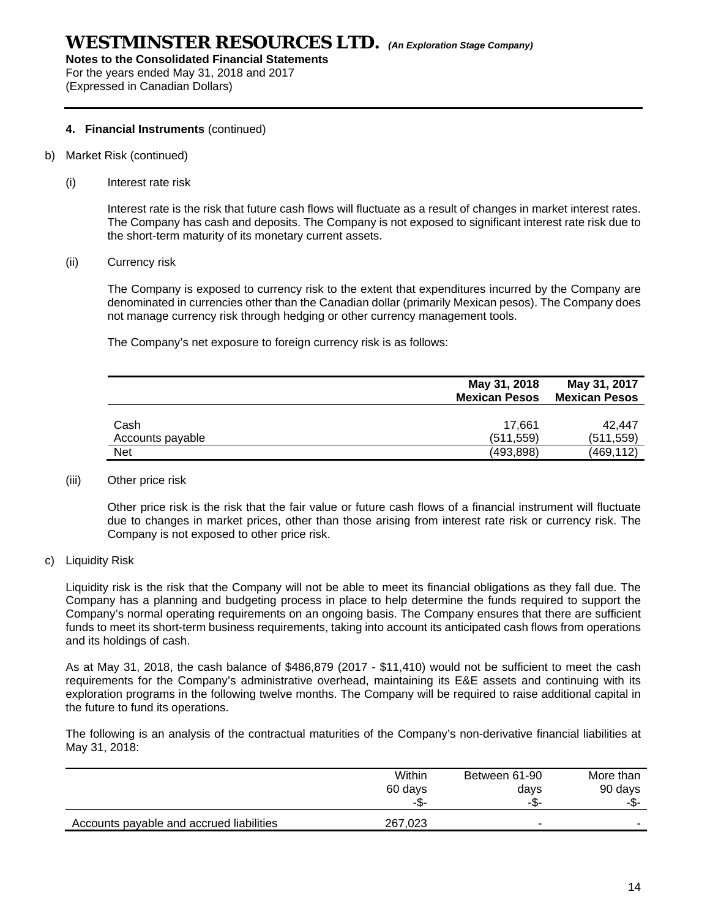**4. Financial Instruments** (continued)

b) Market Risk (continued)

(i) Interest rate risk

Interest rate is the risk that future cash flows will fluctuate as a result of changes in market interest rates. The Company has cash and deposits. The Company is not exposed to significant interest rate risk due to the short-term maturity of its monetary current assets.

(ii) Currency risk

The Company is exposed to currency risk to the extent that expenditures incurred by the Company are denominated in currencies other than the Canadian dollar (primarily Mexican pesos). The Company does not manage currency risk through hedging or other currency management tools.

The Company's net exposure to foreign currency risk is as follows:

| | May 31, 2018 Mexican Pesos | May 31, 2017 Mexican Pesos |
|---|---|---|
| Cash | 17,661 | 42,447 |
| Accounts payable | (511,559) | (511,559) |
| Net | (493,898) | (469,112) |

(iii) Other price risk

Other price risk is the risk that the fair value or future cash flows of a financial instrument will fluctuate due to changes in market prices, other than those arising from interest rate risk or currency risk. The Company is not exposed to other price risk.

c) Liquidity Risk

Liquidity risk is the risk that the Company will not be able to meet its financial obligations as they fall due. The Company has a planning and budgeting process in place to help determine the funds required to support the Company's normal operating requirements on an ongoing basis. The Company ensures that there are sufficient funds to meet its short-term business requirements, taking into account its anticipated cash flows from operations and its holdings of cash.

As at May 31, 2018, the cash balance of $486,879 (2017 - $11,410) would not be sufficient to meet the cash requirements for the Company's administrative overhead, maintaining its E&E assets and continuing with its exploration programs in the following twelve months. The Company will be required to raise additional capital in the future to fund its operations.

The following is an analysis of the contractual maturities of the Company's non-derivative financial liabilities at May 31, 2018:

| | Within 60 days -$- | Between 61-90 days -$- | More than 90 days -$- |
|---|---|---|---|
| Accounts payable and accrued liabilities | 267,023 | - | - |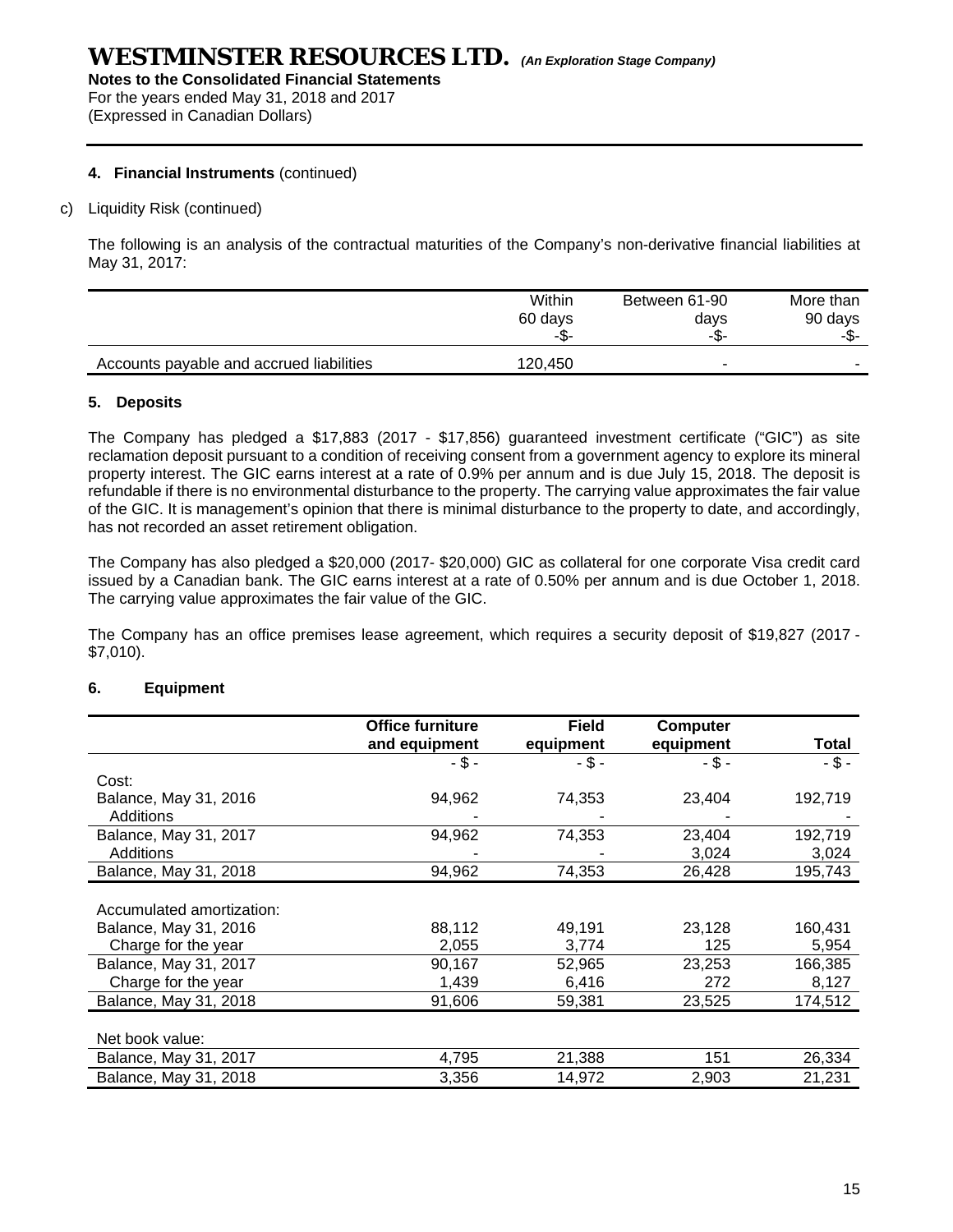**4. Financial Instruments** (continued)

c) Liquidity Risk (continued)

The following is an analysis of the contractual maturities of the Company's non-derivative financial liabilities at May 31, 2017:

| | Within 60 days -$- | Between 61-90 days -$- | More than 90 days -$- |
|---|---|---|---|
| Accounts payable and accrued liabilities | 120,450 | - | - |

**5. Deposits**

The Company has pledged a $17,883 (2017 - $17,856) guaranteed investment certificate ("GIC") as site reclamation deposit pursuant to a condition of receiving consent from a government agency to explore its mineral property interest. The GIC earns interest at a rate of 0.9% per annum and is due July 15, 2018. The deposit is refundable if there is no environmental disturbance to the property. The carrying value approximates the fair value of the GIC. It is management's opinion that there is minimal disturbance to the property to date, and accordingly, has not recorded an asset retirement obligation.

The Company has also pledged a $20,000 (2017- $20,000) GIC as collateral for one corporate Visa credit card issued by a Canadian bank. The GIC earns interest at a rate of 0.50% per annum and is due October 1, 2018. The carrying value approximates the fair value of the GIC.

The Company has an office premises lease agreement, which requires a security deposit of $19,827 (2017 - $7,010).

**6. Equipment**

| | **Office furniture and equipment** | **Field equipment** | **Computer equipment** | **Total** |
|---|---|---|---|---|
| | - $ - | - $ - | - $ - | - $ - |
| Cost: | | | | |
| Balance, May 31, 2016 | 94,962 | 74,353 | 23,404 | 192,719 |
| Additions | - | - | - | - |
| Balance, May 31, 2017 | 94,962 | 74,353 | 23,404 | 192,719 |
| Additions | - | - | 3,024 | 3,024 |
| Balance, May 31, 2018 | 94,962 | 74,353 | 26,428 | 195,743 |
| | | | | |
| Accumulated amortization: | | | | |
| Balance, May 31, 2016 | 88,112 | 49,191 | 23,128 | 160,431 |
| Charge for the year | 2,055 | 3,774 | 125 | 5,954 |
| Balance, May 31, 2017 | 90,167 | 52,965 | 23,253 | 166,385 |
| Charge for the year | 1,439 | 6,416 | 272 | 8,127 |
| Balance, May 31, 2018 | 91,606 | 59,381 | 23,525 | 174,512 |
| | | | | |
| Net book value: | | | | |
| Balance, May 31, 2017 | 4,795 | 21,388 | 151 | 26,334 |
| Balance, May 31, 2018 | 3,356 | 14,972 | 2,903 | 21,231 |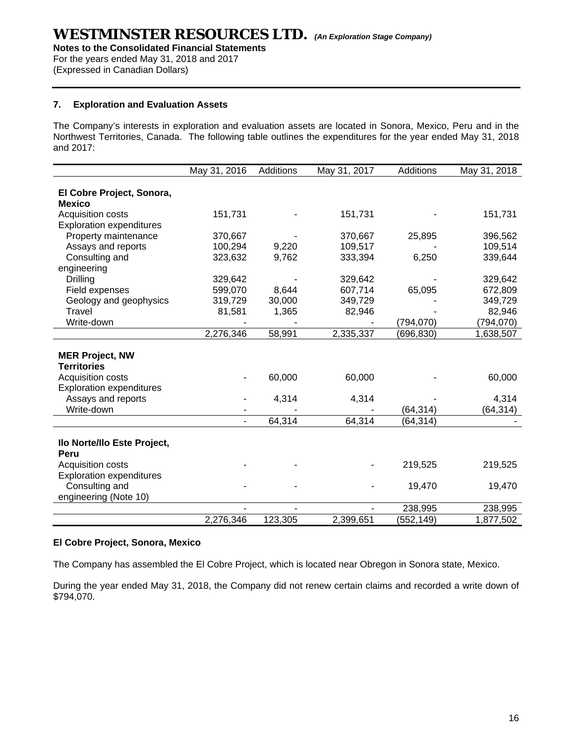## 7. Exploration and Evaluation Assets

The Company's interests in exploration and evaluation assets are located in Sonora, Mexico, Peru and in the Northwest Territories, Canada. The following table outlines the expenditures for the year ended May 31, 2018 and 2017:

| | May 31, 2016 | Additions | May 31, 2017 | Additions | May 31, 2018 |
|---|---|---|---|---|---|
| **El Cobre Project, Sonora, Mexico** | | | | | |
| Acquisition costs | 151,731 | - | 151,731 | - | 151,731 |
| Exploration expenditures | | | | | |
| Property maintenance | 370,667 | - | 370,667 | 25,895 | 396,562 |
| Assays and reports | 100,294 | 9,220 | 109,517 | - | 109,514 |
| Consulting and engineering | 323,632 | 9,762 | 333,394 | 6,250 | 339,644 |
| Drilling | 329,642 | - | 329,642 | - | 329,642 |
| Field expenses | 599,070 | 8,644 | 607,714 | 65,095 | 672,809 |
| Geology and geophysics | 319,729 | 30,000 | 349,729 | - | 349,729 |
| Travel | 81,581 | 1,365 | 82,946 | - | 82,946 |
| Write-down | - | - | - | (794,070) | (794,070) |
| | 2,276,346 | 58,991 | 2,335,337 | (696,830) | 1,638,507 |
| **MER Project, NW Territories** | | | | | |
| Acquisition costs | - | 60,000 | 60,000 | - | 60,000 |
| Exploration expenditures | | | | | |
| Assays and reports | - | 4,314 | 4,314 | - | 4,314 |
| Write-down | - | - | - | (64,314) | (64,314) |
| | - | 64,314 | 64,314 | (64,314) | - |
| **Ilo Norte/Ilo Este Project, Peru** | | | | | |
| Acquisition costs | - | - | - | 219,525 | 219,525 |
| Exploration expenditures | | | | | |
| Consulting and engineering (Note 10) | - | - | - | 19,470 | 19,470 |
| | - | - | - | 238,995 | 238,995 |
| | 2,276,346 | 123,305 | 2,399,651 | (552,149) | 1,877,502 |

**El Cobre Project, Sonora, Mexico**

The Company has assembled the El Cobre Project, which is located near Obregon in Sonora state, Mexico.

During the year ended May 31, 2018, the Company did not renew certain claims and recorded a write down of $794,070.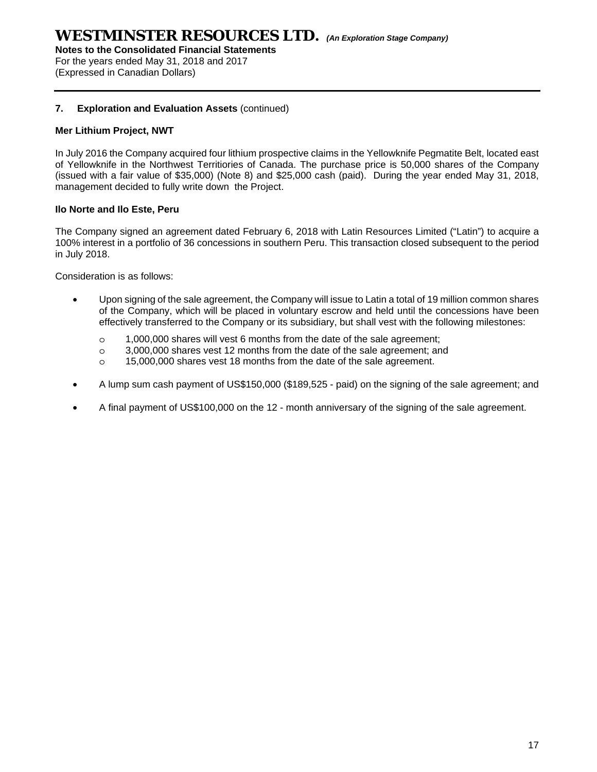## 7. Exploration and Evaluation Assets (continued)

### Mer Lithium Project, NWT

In July 2016 the Company acquired four lithium prospective claims in the Yellowknife Pegmatite Belt, located east of Yellowknife in the Northwest Territiories of Canada. The purchase price is 50,000 shares of the Company (issued with a fair value of $35,000) (Note 8) and $25,000 cash (paid). During the year ended May 31, 2018, management decided to fully write down the Project.

### Ilo Norte and Ilo Este, Peru

The Company signed an agreement dated February 6, 2018 with Latin Resources Limited ("Latin") to acquire a 100% interest in a portfolio of 36 concessions in southern Peru. This transaction closed subsequent to the period in July 2018.

Consideration is as follows:

- Upon signing of the sale agreement, the Company will issue to Latin a total of 19 million common shares of the Company, which will be placed in voluntary escrow and held until the concessions have been effectively transferred to the Company or its subsidiary, but shall vest with the following milestones:
  - 1,000,000 shares will vest 6 months from the date of the sale agreement;
  - 3,000,000 shares vest 12 months from the date of the sale agreement; and
  - 15,000,000 shares vest 18 months from the date of the sale agreement.
- A lump sum cash payment of US$150,000 ($189,525 - paid) on the signing of the sale agreement; and
- A final payment of US$100,000 on the 12 - month anniversary of the signing of the sale agreement.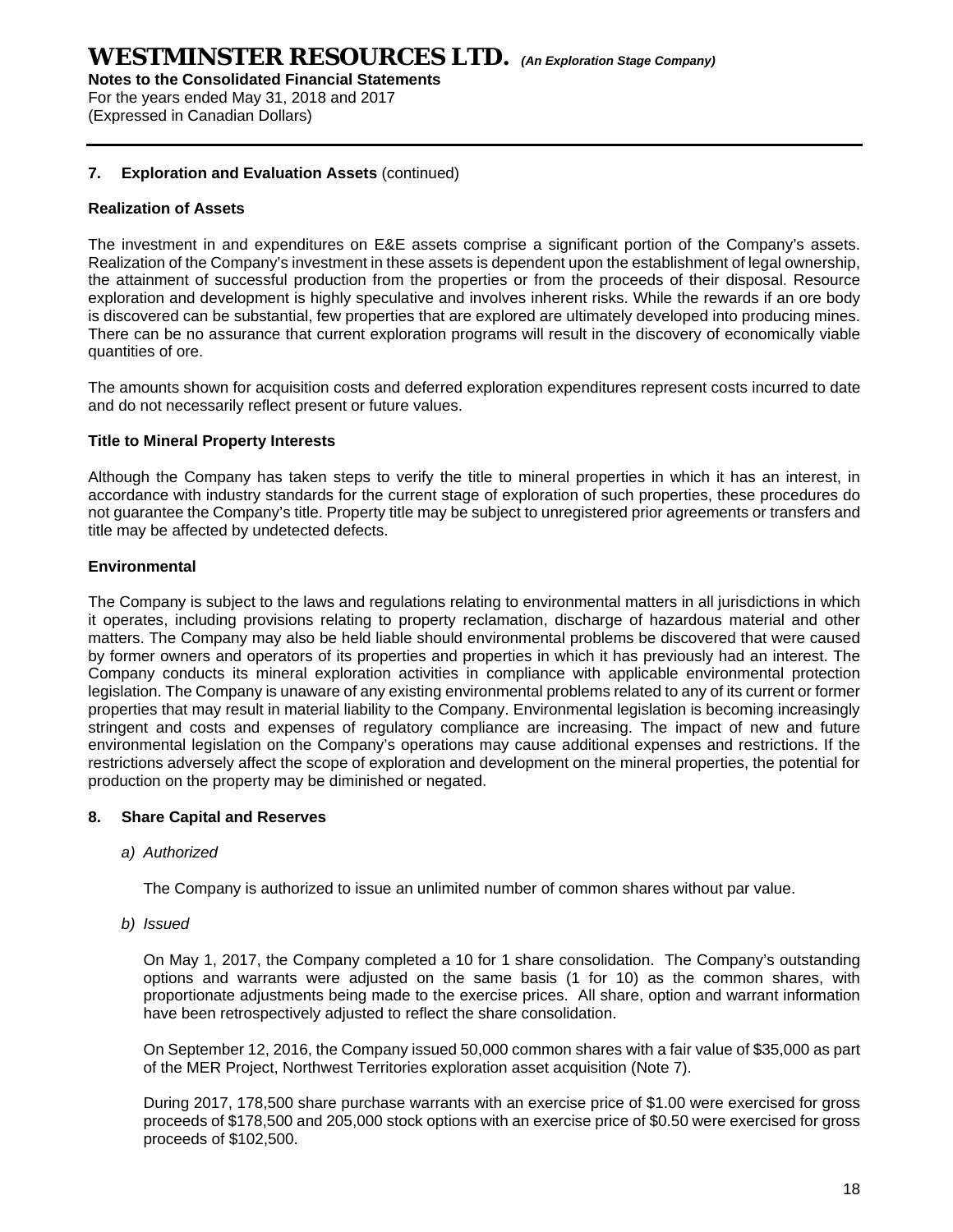## 7. Exploration and Evaluation Assets (continued)

### Realization of Assets

The investment in and expenditures on E&E assets comprise a significant portion of the Company's assets. Realization of the Company's investment in these assets is dependent upon the establishment of legal ownership, the attainment of successful production from the properties or from the proceeds of their disposal. Resource exploration and development is highly speculative and involves inherent risks. While the rewards if an ore body is discovered can be substantial, few properties that are explored are ultimately developed into producing mines. There can be no assurance that current exploration programs will result in the discovery of economically viable quantities of ore.

The amounts shown for acquisition costs and deferred exploration expenditures represent costs incurred to date and do not necessarily reflect present or future values.

### Title to Mineral Property Interests

Although the Company has taken steps to verify the title to mineral properties in which it has an interest, in accordance with industry standards for the current stage of exploration of such properties, these procedures do not guarantee the Company's title. Property title may be subject to unregistered prior agreements or transfers and title may be affected by undetected defects.

### Environmental

The Company is subject to the laws and regulations relating to environmental matters in all jurisdictions in which it operates, including provisions relating to property reclamation, discharge of hazardous material and other matters. The Company may also be held liable should environmental problems be discovered that were caused by former owners and operators of its properties and properties in which it has previously had an interest. The Company conducts its mineral exploration activities in compliance with applicable environmental protection legislation. The Company is unaware of any existing environmental problems related to any of its current or former properties that may result in material liability to the Company. Environmental legislation is becoming increasingly stringent and costs and expenses of regulatory compliance are increasing. The impact of new and future environmental legislation on the Company's operations may cause additional expenses and restrictions. If the restrictions adversely affect the scope of exploration and development on the mineral properties, the potential for production on the property may be diminished or negated.

## 8. Share Capital and Reserves

*a) Authorized*

The Company is authorized to issue an unlimited number of common shares without par value.

*b) Issued*

On May 1, 2017, the Company completed a 10 for 1 share consolidation. The Company's outstanding options and warrants were adjusted on the same basis (1 for 10) as the common shares, with proportionate adjustments being made to the exercise prices. All share, option and warrant information have been retrospectively adjusted to reflect the share consolidation.

On September 12, 2016, the Company issued 50,000 common shares with a fair value of $35,000 as part of the MER Project, Northwest Territories exploration asset acquisition (Note 7).

During 2017, 178,500 share purchase warrants with an exercise price of $1.00 were exercised for gross proceeds of $178,500 and 205,000 stock options with an exercise price of $0.50 were exercised for gross proceeds of $102,500.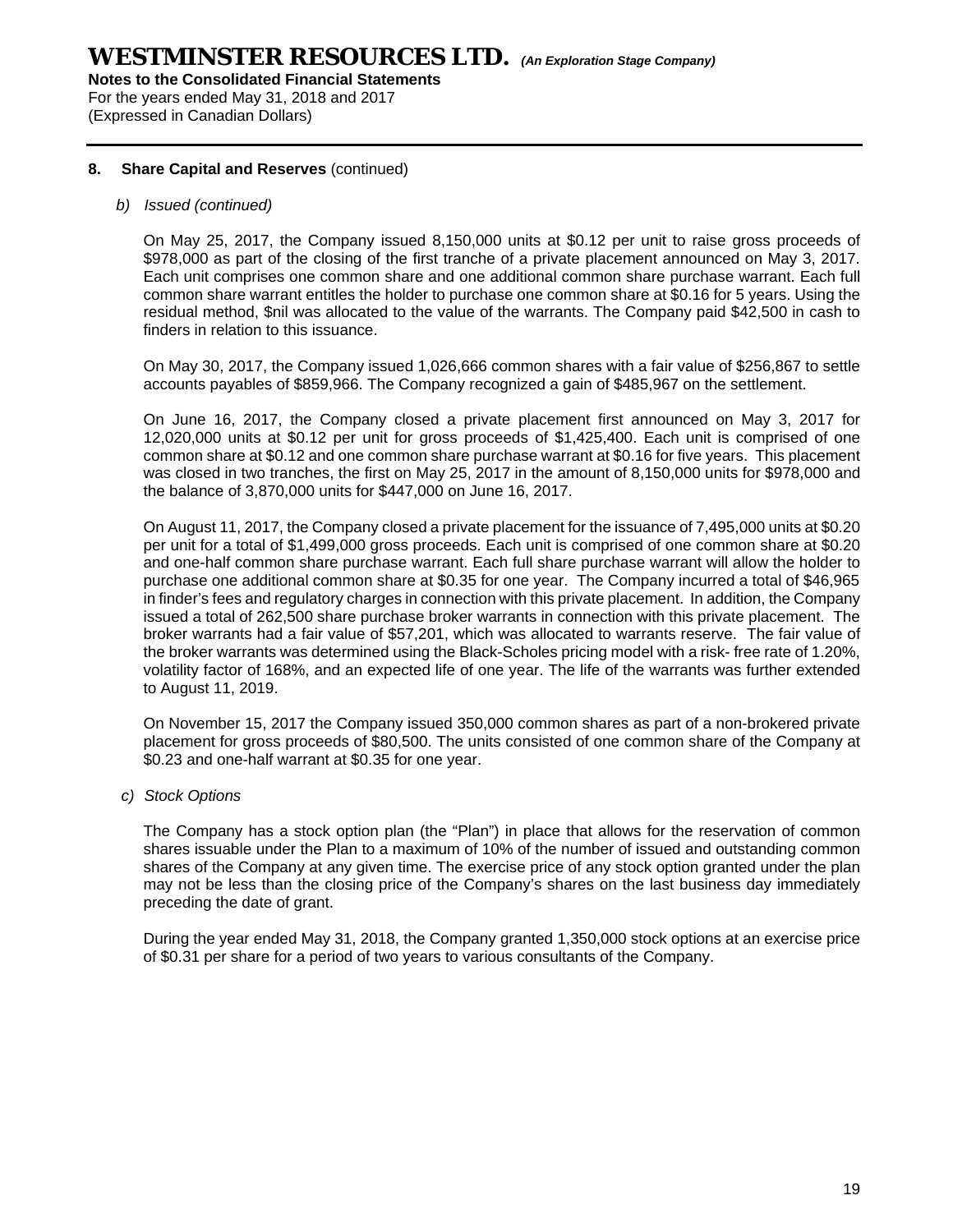## 8. Share Capital and Reserves (continued)

*b) Issued (continued)*

On May 25, 2017, the Company issued 8,150,000 units at $0.12 per unit to raise gross proceeds of $978,000 as part of the closing of the first tranche of a private placement announced on May 3, 2017. Each unit comprises one common share and one additional common share purchase warrant. Each full common share warrant entitles the holder to purchase one common share at $0.16 for 5 years. Using the residual method, $nil was allocated to the value of the warrants. The Company paid $42,500 in cash to finders in relation to this issuance.

On May 30, 2017, the Company issued 1,026,666 common shares with a fair value of $256,867 to settle accounts payables of $859,966. The Company recognized a gain of $485,967 on the settlement.

On June 16, 2017, the Company closed a private placement first announced on May 3, 2017 for 12,020,000 units at $0.12 per unit for gross proceeds of $1,425,400. Each unit is comprised of one common share at $0.12 and one common share purchase warrant at $0.16 for five years. This placement was closed in two tranches, the first on May 25, 2017 in the amount of 8,150,000 units for $978,000 and the balance of 3,870,000 units for $447,000 on June 16, 2017.

On August 11, 2017, the Company closed a private placement for the issuance of 7,495,000 units at $0.20 per unit for a total of $1,499,000 gross proceeds. Each unit is comprised of one common share at $0.20 and one-half common share purchase warrant. Each full share purchase warrant will allow the holder to purchase one additional common share at $0.35 for one year. The Company incurred a total of $46,965 in finder's fees and regulatory charges in connection with this private placement. In addition, the Company issued a total of 262,500 share purchase broker warrants in connection with this private placement. The broker warrants had a fair value of $57,201, which was allocated to warrants reserve. The fair value of the broker warrants was determined using the Black-Scholes pricing model with a risk- free rate of 1.20%, volatility factor of 168%, and an expected life of one year. The life of the warrants was further extended to August 11, 2019.

On November 15, 2017 the Company issued 350,000 common shares as part of a non-brokered private placement for gross proceeds of $80,500. The units consisted of one common share of the Company at $0.23 and one-half warrant at $0.35 for one year.

*c) Stock Options*

The Company has a stock option plan (the "Plan") in place that allows for the reservation of common shares issuable under the Plan to a maximum of 10% of the number of issued and outstanding common shares of the Company at any given time. The exercise price of any stock option granted under the plan may not be less than the closing price of the Company's shares on the last business day immediately preceding the date of grant.

During the year ended May 31, 2018, the Company granted 1,350,000 stock options at an exercise price of $0.31 per share for a period of two years to various consultants of the Company.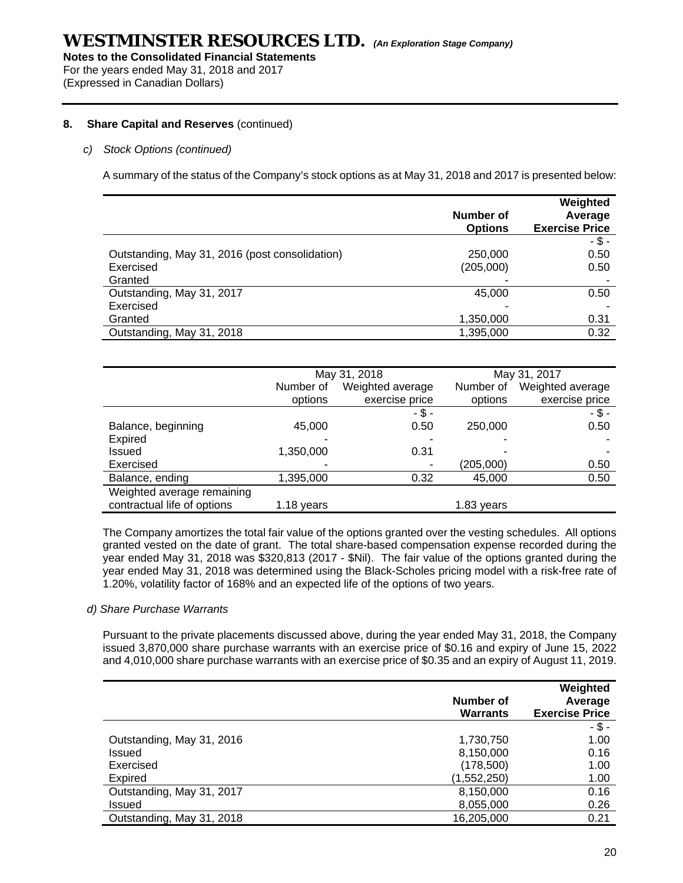# WESTMINSTER RESOURCES LTD. *(An Exploration Stage Company)*

**Notes to the Consolidated Financial Statements**
For the years ended May 31, 2018 and 2017
(Expressed in Canadian Dollars)

**8. Share Capital and Reserves** (continued)

*c) Stock Options (continued)*

A summary of the status of the Company's stock options as at May 31, 2018 and 2017 is presented below:

| | Number of Options | Weighted Average Exercise Price |
|---|---|---|
| | | - $ - |
| Outstanding, May 31, 2016 (post consolidation) | 250,000 | 0.50 |
| Exercised | (205,000) | 0.50 |
| Granted | - | - |
| Outstanding, May 31, 2017 | 45,000 | 0.50 |
| Exercised | - | - |
| Granted | 1,350,000 | 0.31 |
| Outstanding, May 31, 2018 | 1,395,000 | 0.32 |

| | May 31, 2018 | | May 31, 2017 | |
|---|---|---|---|---|
| | Number of options | Weighted average exercise price | Number of options | Weighted average exercise price |
| | | - $ - | | - $ - |
| Balance, beginning | 45,000 | 0.50 | 250,000 | 0.50 |
| Expired | - | - | - | - |
| Issued | 1,350,000 | 0.31 | - | - |
| Exercised | - | - | (205,000) | 0.50 |
| Balance, ending | 1,395,000 | 0.32 | 45,000 | 0.50 |
| Weighted average remaining contractual life of options | 1.18 years | | 1.83 years | |

The Company amortizes the total fair value of the options granted over the vesting schedules. All options granted vested on the date of grant. The total share-based compensation expense recorded during the year ended May 31, 2018 was $320,813 (2017 - $Nil). The fair value of the options granted during the year ended May 31, 2018 was determined using the Black-Scholes pricing model with a risk-free rate of 1.20%, volatility factor of 168% and an expected life of the options of two years.

*d) Share Purchase Warrants*

Pursuant to the private placements discussed above, during the year ended May 31, 2018, the Company issued 3,870,000 share purchase warrants with an exercise price of $0.16 and expiry of June 15, 2022 and 4,010,000 share purchase warrants with an exercise price of $0.35 and an expiry of August 11, 2019.

| | Number of Warrants | Weighted Average Exercise Price |
|---|---|---|
| | | - $ - |
| Outstanding, May 31, 2016 | 1,730,750 | 1.00 |
| Issued | 8,150,000 | 0.16 |
| Exercised | (178,500) | 1.00 |
| Expired | (1,552,250) | 1.00 |
| Outstanding, May 31, 2017 | 8,150,000 | 0.16 |
| Issued | 8,055,000 | 0.26 |
| Outstanding, May 31, 2018 | 16,205,000 | 0.21 |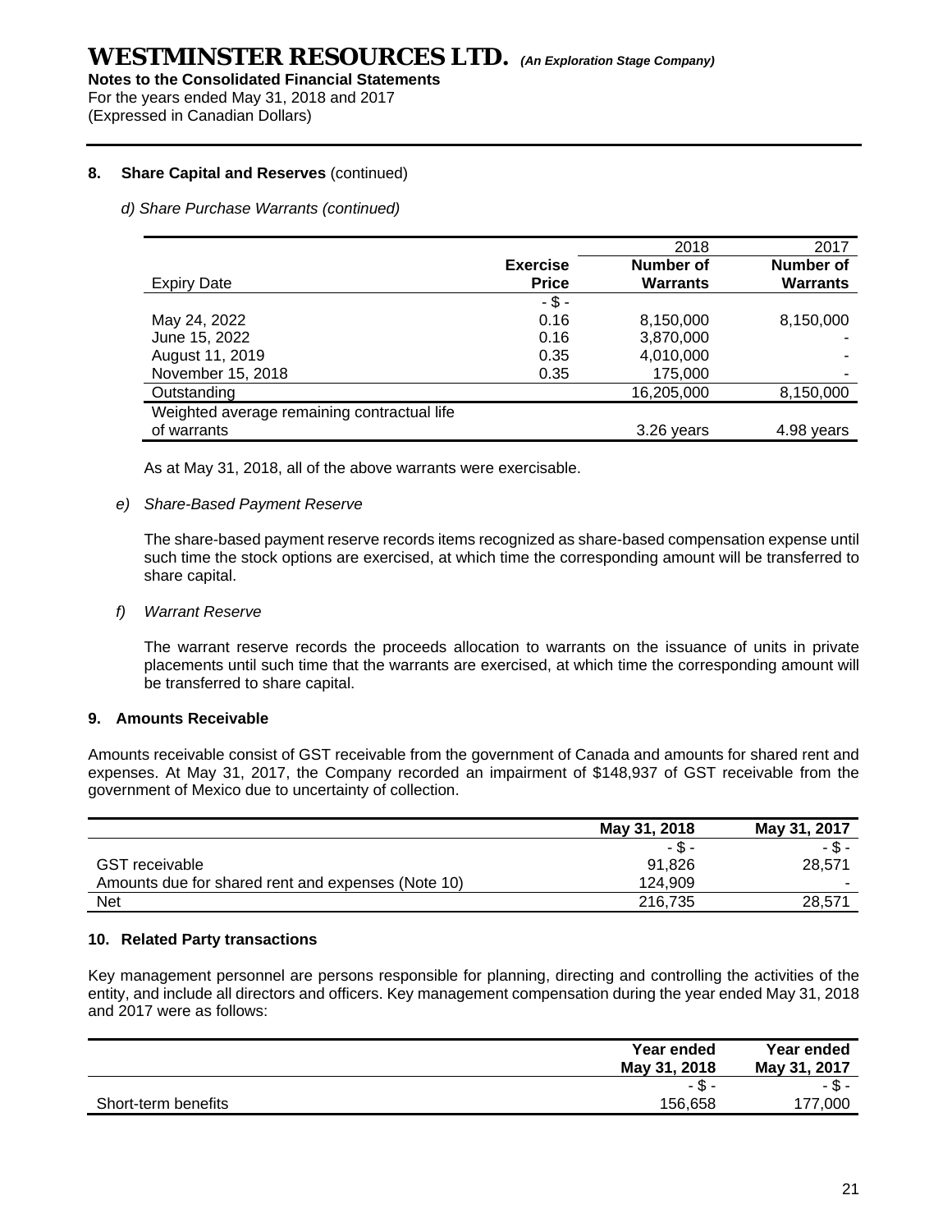## 8. Share Capital and Reserves (continued)

*d) Share Purchase Warrants (continued)*

| Expiry Date | Exercise Price | 2018 Number of Warrants | 2017 Number of Warrants |
|---|---|---|---|
| | - $ - | | |
| May 24, 2022 | 0.16 | 8,150,000 | 8,150,000 |
| June 15, 2022 | 0.16 | 3,870,000 | - |
| August 11, 2019 | 0.35 | 4,010,000 | - |
| November 15, 2018 | 0.35 | 175,000 | - |
| Outstanding | | 16,205,000 | 8,150,000 |
| Weighted average remaining contractual life of warrants | | 3.26 years | 4.98 years |

As at May 31, 2018, all of the above warrants were exercisable.

*e) Share-Based Payment Reserve*

The share-based payment reserve records items recognized as share-based compensation expense until such time the stock options are exercised, at which time the corresponding amount will be transferred to share capital.

*f) Warrant Reserve*

The warrant reserve records the proceeds allocation to warrants on the issuance of units in private placements until such time that the warrants are exercised, at which time the corresponding amount will be transferred to share capital.

## 9. Amounts Receivable

Amounts receivable consist of GST receivable from the government of Canada and amounts for shared rent and expenses. At May 31, 2017, the Company recorded an impairment of $148,937 of GST receivable from the government of Mexico due to uncertainty of collection.

| | May 31, 2018 | May 31, 2017 |
|---|---|---|
| | - $ - | - $ - |
| GST receivable | 91,826 | 28,571 |
| Amounts due for shared rent and expenses (Note 10) | 124,909 | - |
| Net | 216,735 | 28,571 |

## 10. Related Party transactions

Key management personnel are persons responsible for planning, directing and controlling the activities of the entity, and include all directors and officers. Key management compensation during the year ended May 31, 2018 and 2017 were as follows:

| | Year ended May 31, 2018 | Year ended May 31, 2017 |
|---|---|---|
| | - $ - | - $ - |
| Short-term benefits | 156,658 | 177,000 |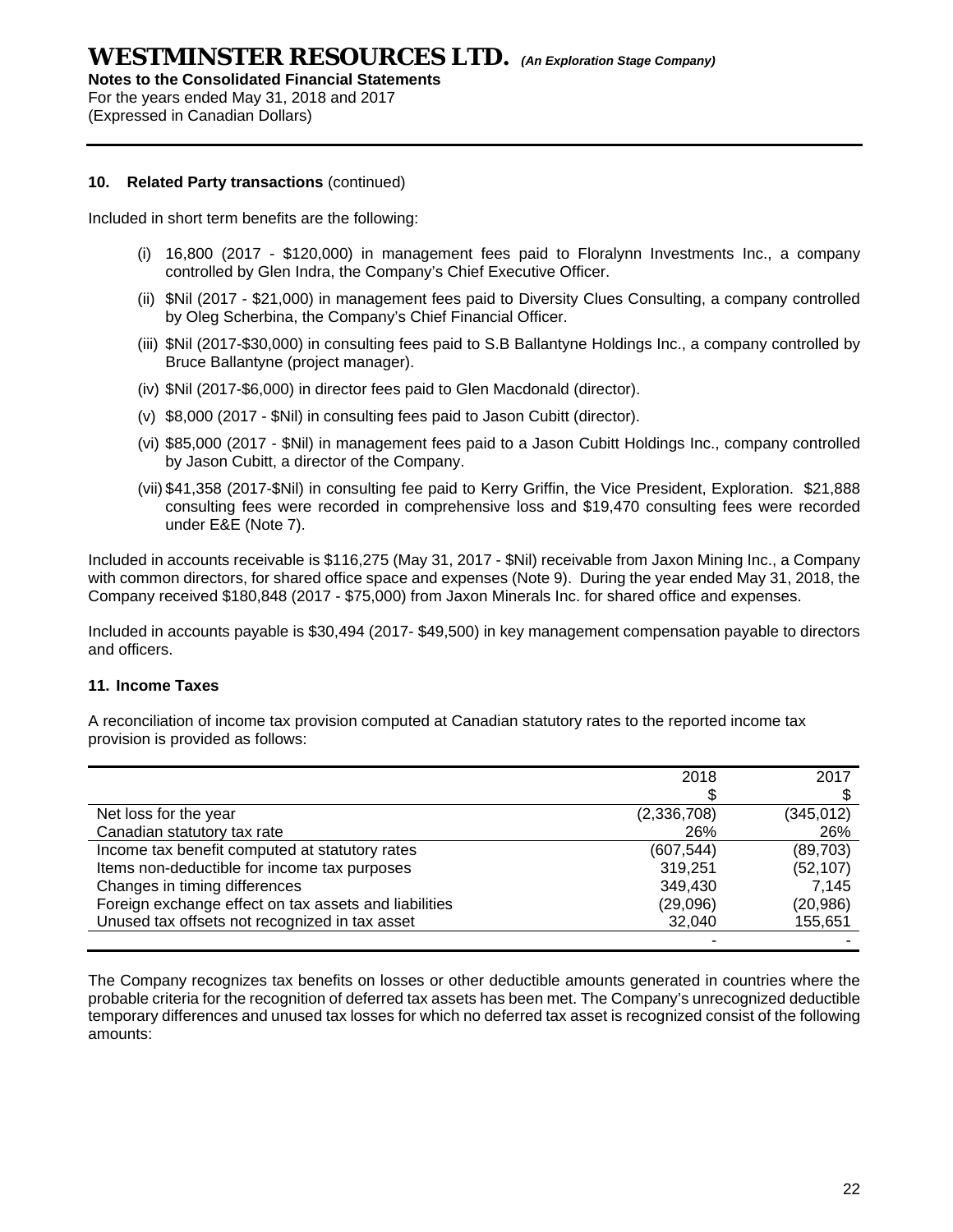### 10. Related Party transactions (continued)

Included in short term benefits are the following:

(i) 16,800 (2017 - $120,000) in management fees paid to Floralynn Investments Inc., a company controlled by Glen Indra, the Company's Chief Executive Officer.

(ii) $Nil (2017 - $21,000) in management fees paid to Diversity Clues Consulting, a company controlled by Oleg Scherbina, the Company's Chief Financial Officer.

(iii) $Nil (2017-$30,000) in consulting fees paid to S.B Ballantyne Holdings Inc., a company controlled by Bruce Ballantyne (project manager).

(iv) $Nil (2017-$6,000) in director fees paid to Glen Macdonald (director).

(v) $8,000 (2017 - $Nil) in consulting fees paid to Jason Cubitt (director).

(vi) $85,000 (2017 - $Nil) in management fees paid to a Jason Cubitt Holdings Inc., company controlled by Jason Cubitt, a director of the Company.

(vii) $41,358 (2017-$Nil) in consulting fee paid to Kerry Griffin, the Vice President, Exploration. $21,888 consulting fees were recorded in comprehensive loss and $19,470 consulting fees were recorded under E&E (Note 7).

Included in accounts receivable is $116,275 (May 31, 2017 - $Nil) receivable from Jaxon Mining Inc., a Company with common directors, for shared office space and expenses (Note 9). During the year ended May 31, 2018, the Company received $180,848 (2017 - $75,000) from Jaxon Minerals Inc. for shared office and expenses.

Included in accounts payable is $30,494 (2017- $49,500) in key management compensation payable to directors and officers.

### 11. Income Taxes

A reconciliation of income tax provision computed at Canadian statutory rates to the reported income tax provision is provided as follows:

| | 2018<br>$ | 2017<br>$ |
|---|---|---|
| Net loss for the year | (2,336,708) | (345,012) |
| Canadian statutory tax rate | 26% | 26% |
| Income tax benefit computed at statutory rates | (607,544) | (89,703) |
| Items non-deductible for income tax purposes | 319,251 | (52,107) |
| Changes in timing differences | 349,430 | 7,145 |
| Foreign exchange effect on tax assets and liabilities | (29,096) | (20,986) |
| Unused tax offsets not recognized in tax asset | 32,040 | 155,651 |
| | - | - |

The Company recognizes tax benefits on losses or other deductible amounts generated in countries where the probable criteria for the recognition of deferred tax assets has been met. The Company's unrecognized deductible temporary differences and unused tax losses for which no deferred tax asset is recognized consist of the following amounts: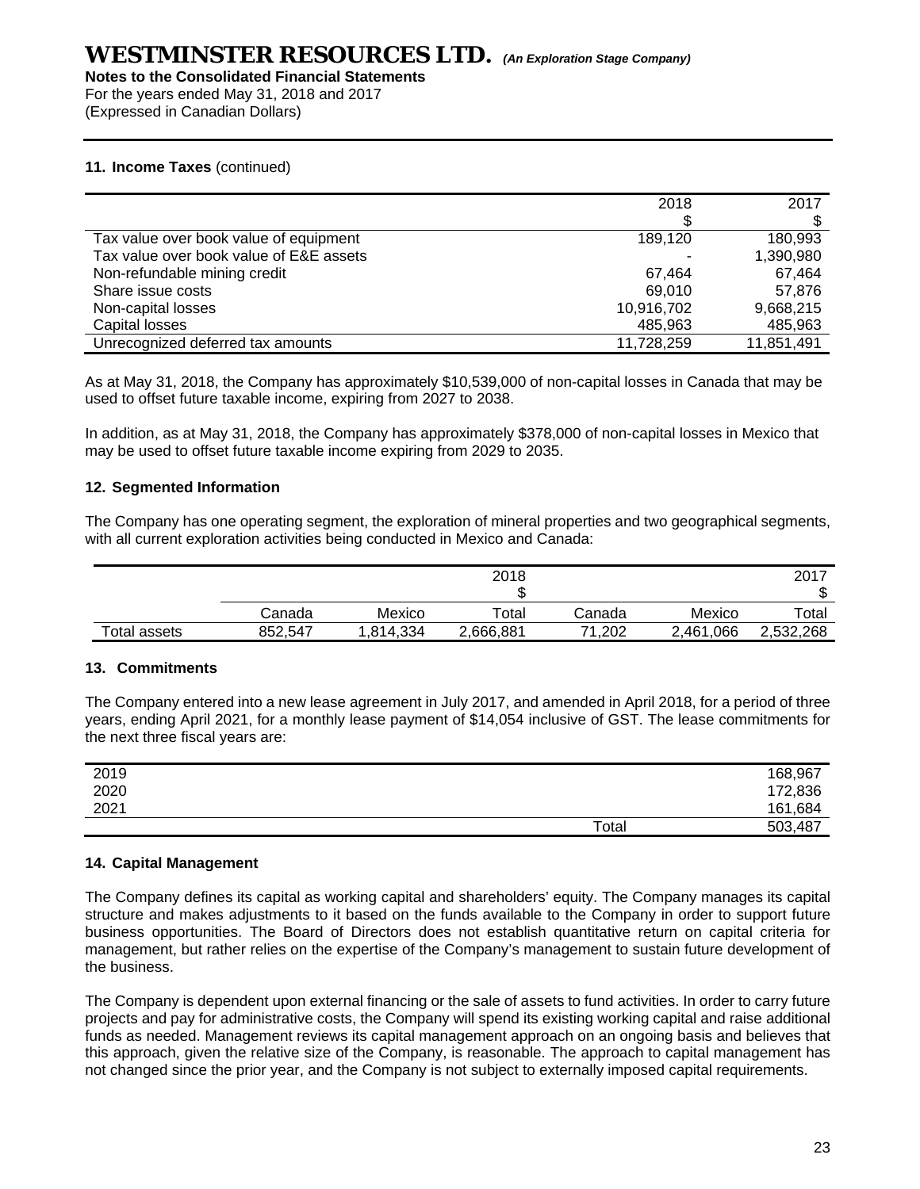**11. Income Taxes** (continued)

| | 2018 | 2017 |
|---|---|---|
| | $ | $ |
| Tax value over book value of equipment | 189,120 | 180,993 |
| Tax value over book value of E&E assets | - | 1,390,980 |
| Non-refundable mining credit | 67,464 | 67,464 |
| Share issue costs | 69,010 | 57,876 |
| Non-capital losses | 10,916,702 | 9,668,215 |
| Capital losses | 485,963 | 485,963 |
| Unrecognized deferred tax amounts | 11,728,259 | 11,851,491 |

As at May 31, 2018, the Company has approximately $10,539,000 of non-capital losses in Canada that may be used to offset future taxable income, expiring from 2027 to 2038.

In addition, as at May 31, 2018, the Company has approximately $378,000 of non-capital losses in Mexico that may be used to offset future taxable income expiring from 2029 to 2035.

## 12. Segmented Information

The Company has one operating segment, the exploration of mineral properties and two geographical segments, with all current exploration activities being conducted in Mexico and Canada:

| | | | 2018 | | | 2017 |
|---|---|---|---|---|---|---|
| | | | $ | | | $ |
| | Canada | Mexico | Total | Canada | Mexico | Total |
| Total assets | 852,547 | 1,814,334 | 2,666,881 | 71,202 | 2,461,066 | 2,532,268 |

## 13. Commitments

The Company entered into a new lease agreement in July 2017, and amended in April 2018, for a period of three years, ending April 2021, for a monthly lease payment of $14,054 inclusive of GST. The lease commitments for the next three fiscal years are:

| | | |
|---|---|---|
| 2019 | | 168,967 |
| 2020 | | 172,836 |
| 2021 | | 161,684 |
| | Total | 503,487 |

## 14. Capital Management

The Company defines its capital as working capital and shareholders' equity. The Company manages its capital structure and makes adjustments to it based on the funds available to the Company in order to support future business opportunities. The Board of Directors does not establish quantitative return on capital criteria for management, but rather relies on the expertise of the Company's management to sustain future development of the business.

The Company is dependent upon external financing or the sale of assets to fund activities. In order to carry future projects and pay for administrative costs, the Company will spend its existing working capital and raise additional funds as needed. Management reviews its capital management approach on an ongoing basis and believes that this approach, given the relative size of the Company, is reasonable. The approach to capital management has not changed since the prior year, and the Company is not subject to externally imposed capital requirements.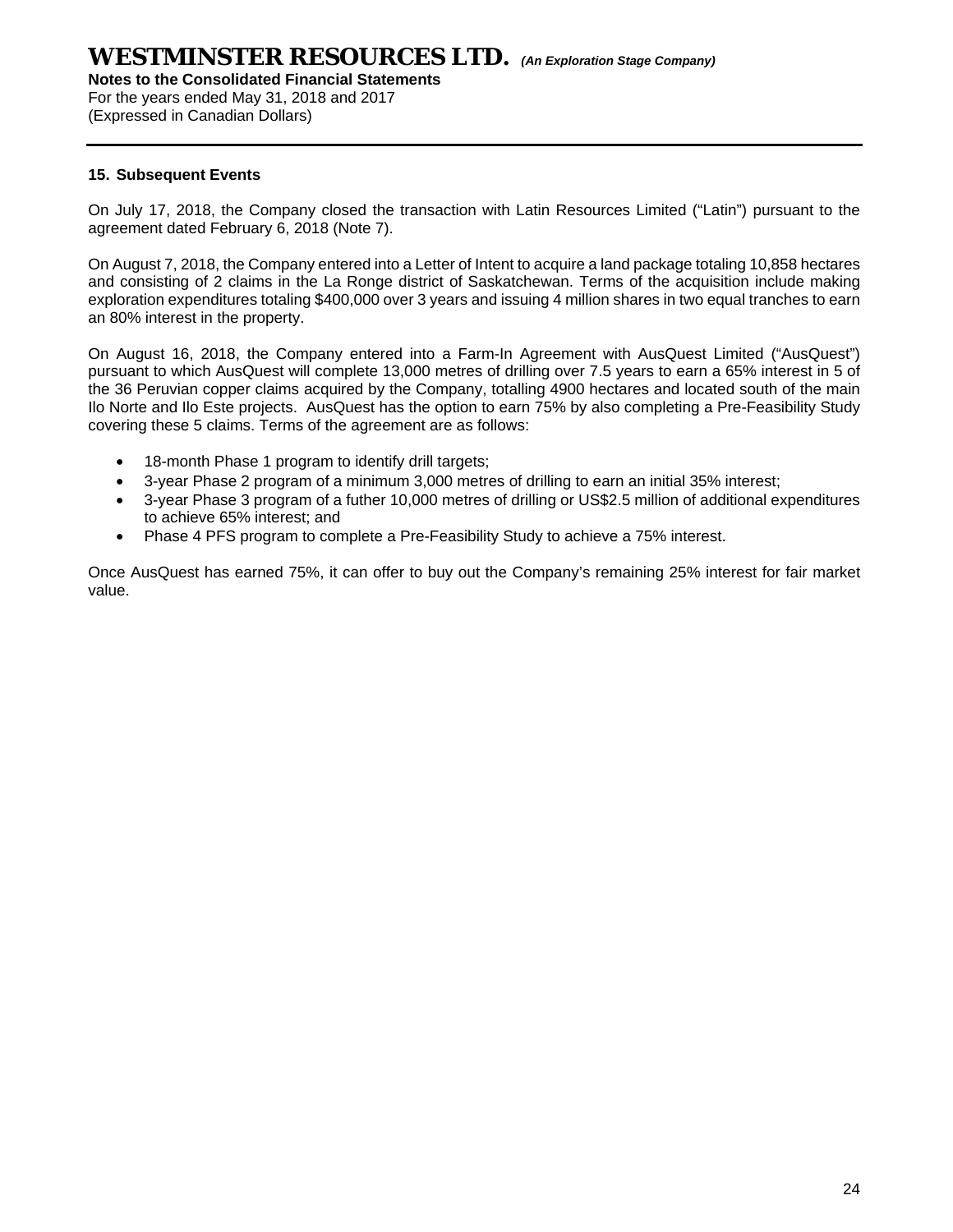## 15. Subsequent Events

On July 17, 2018, the Company closed the transaction with Latin Resources Limited ("Latin") pursuant to the agreement dated February 6, 2018 (Note 7).

On August 7, 2018, the Company entered into a Letter of Intent to acquire a land package totaling 10,858 hectares and consisting of 2 claims in the La Ronge district of Saskatchewan. Terms of the acquisition include making exploration expenditures totaling $400,000 over 3 years and issuing 4 million shares in two equal tranches to earn an 80% interest in the property.

On August 16, 2018, the Company entered into a Farm-In Agreement with AusQuest Limited ("AusQuest") pursuant to which AusQuest will complete 13,000 metres of drilling over 7.5 years to earn a 65% interest in 5 of the 36 Peruvian copper claims acquired by the Company, totalling 4900 hectares and located south of the main Ilo Norte and Ilo Este projects. AusQuest has the option to earn 75% by also completing a Pre-Feasibility Study covering these 5 claims. Terms of the agreement are as follows:

- 18-month Phase 1 program to identify drill targets;
- 3-year Phase 2 program of a minimum 3,000 metres of drilling to earn an initial 35% interest;
- 3-year Phase 3 program of a futher 10,000 metres of drilling or US$2.5 million of additional expenditures to achieve 65% interest; and
- Phase 4 PFS program to complete a Pre-Feasibility Study to achieve a 75% interest.

Once AusQuest has earned 75%, it can offer to buy out the Company's remaining 25% interest for fair market value.